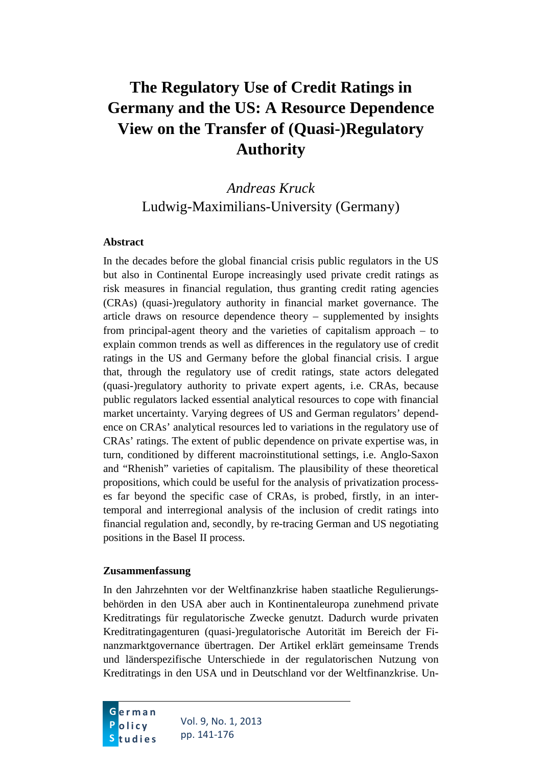# The Regulatory Use of Credit Ratings in Germany and the US: A Resource Dependence View on the Transfer of (Quasi-)Regulatory Authority

*Andreas Kruck*
Ludwig-Maximilians-University (Germany)

### Abstract

In the decades before the global financial crisis public regulators in the US but also in Continental Europe increasingly used private credit ratings as risk measures in financial regulation, thus granting credit rating agencies (CRAs) (quasi-)regulatory authority in financial market governance. The article draws on resource dependence theory – supplemented by insights from principal-agent theory and the varieties of capitalism approach – to explain common trends as well as differences in the regulatory use of credit ratings in the US and Germany before the global financial crisis. I argue that, through the regulatory use of credit ratings, state actors delegated (quasi-)regulatory authority to private expert agents, i.e. CRAs, because public regulators lacked essential analytical resources to cope with financial market uncertainty. Varying degrees of US and German regulators' dependence on CRAs' analytical resources led to variations in the regulatory use of CRAs' ratings. The extent of public dependence on private expertise was, in turn, conditioned by different macroinstitutional settings, i.e. Anglo-Saxon and "Rhenish" varieties of capitalism. The plausibility of these theoretical propositions, which could be useful for the analysis of privatization processes far beyond the specific case of CRAs, is probed, firstly, in an intertemporal and interregional analysis of the inclusion of credit ratings into financial regulation and, secondly, by re-tracing German and US negotiating positions in the Basel II process.

### Zusammenfassung

In den Jahrzehnten vor der Weltfinanzkrise haben staatliche Regulierungsbehörden in den USA aber auch in Kontinentaleuropa zunehmend private Kreditratings für regulatorische Zwecke genutzt. Dadurch wurde privaten Kreditratingagenturen (quasi-)regulatorische Autorität im Bereich der Finanzmarktgovernance übertragen. Der Artikel erklärt gemeinsame Trends und länderspezifische Unterschiede in der regulatorischen Nutzung von Kreditratings in den USA und in Deutschland vor der Weltfinanzkrise. Un-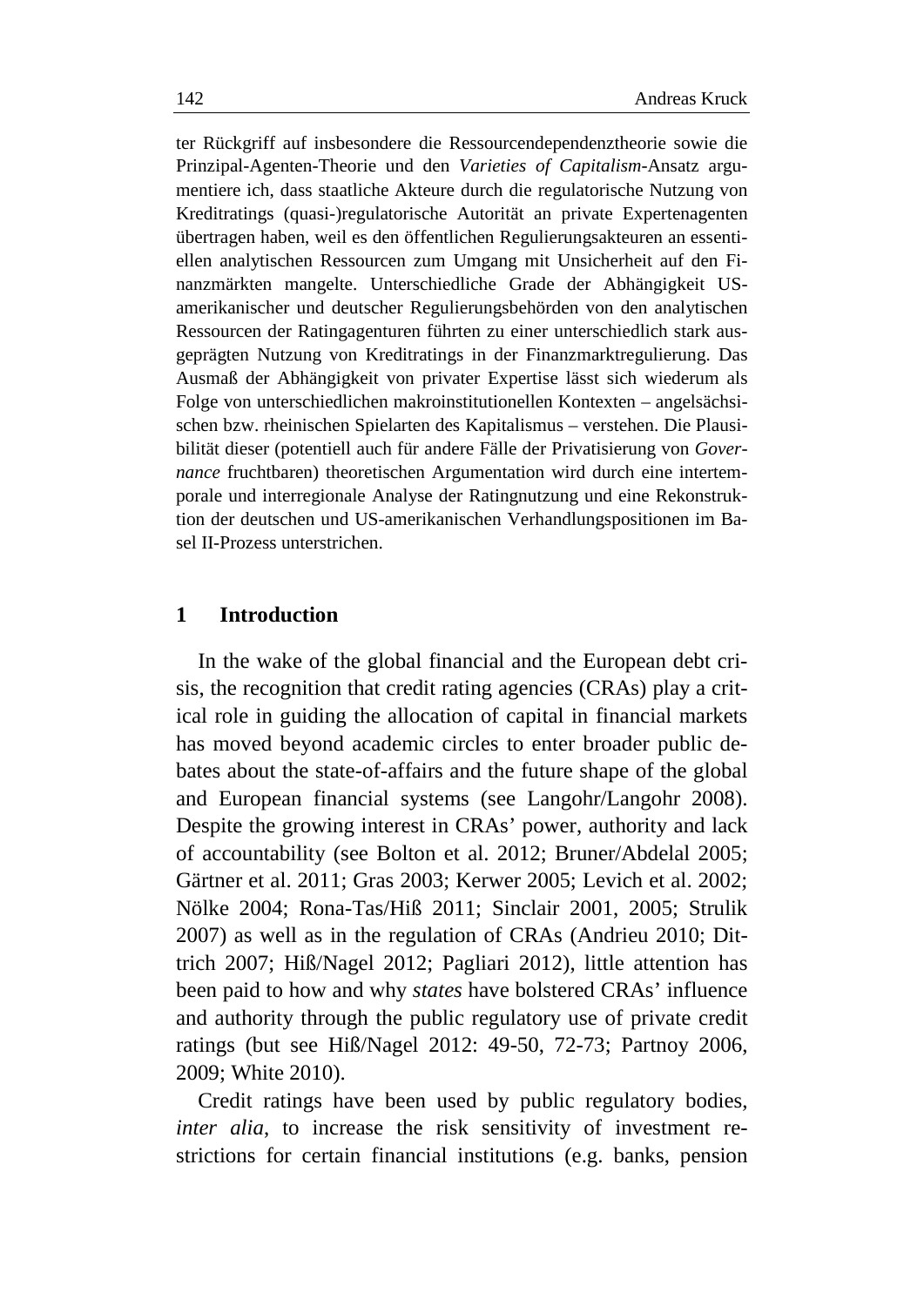ter Rückgriff auf insbesondere die Ressourcendependenztheorie sowie die Prinzipal-Agenten-Theorie und den *Varieties of Capitalism*-Ansatz argumentiere ich, dass staatliche Akteure durch die regulatorische Nutzung von Kreditratings (quasi-)regulatorische Autorität an private Expertenagenten übertragen haben, weil es den öffentlichen Regulierungsakteuren an essentiellen analytischen Ressourcen zum Umgang mit Unsicherheit auf den Finanzmärkten mangelte. Unterschiedliche Grade der Abhängigkeit US-amerikanischer und deutscher Regulierungsbehörden von den analytischen Ressourcen der Ratingagenturen führten zu einer unterschiedlich stark ausgeprägten Nutzung von Kreditratings in der Finanzmarktregulierung. Das Ausmaß der Abhängigkeit von privater Expertise lässt sich wiederum als Folge von unterschiedlichen makroinstitutionellen Kontexten – angelsächsischen bzw. rheinischen Spielarten des Kapitalismus – verstehen. Die Plausibilität dieser (potentiell auch für andere Fälle der Privatisierung von *Governance* fruchtbaren) theoretischen Argumentation wird durch eine intertemporale und interregionale Analyse der Ratingnutzung und eine Rekonstruktion der deutschen und US-amerikanischen Verhandlungspositionen im Basel II-Prozess unterstrichen.

## 1 Introduction

In the wake of the global financial and the European debt crisis, the recognition that credit rating agencies (CRAs) play a critical role in guiding the allocation of capital in financial markets has moved beyond academic circles to enter broader public debates about the state-of-affairs and the future shape of the global and European financial systems (see Langohr/Langohr 2008). Despite the growing interest in CRAs' power, authority and lack of accountability (see Bolton et al. 2012; Bruner/Abdelal 2005; Gärtner et al. 2011; Gras 2003; Kerwer 2005; Levich et al. 2002; Nölke 2004; Rona-Tas/Hiß 2011; Sinclair 2001, 2005; Strulik 2007) as well as in the regulation of CRAs (Andrieu 2010; Dittrich 2007; Hiß/Nagel 2012; Pagliari 2012), little attention has been paid to how and why *states* have bolstered CRAs' influence and authority through the public regulatory use of private credit ratings (but see Hiß/Nagel 2012: 49-50, 72-73; Partnoy 2006, 2009; White 2010).

Credit ratings have been used by public regulatory bodies, *inter alia*, to increase the risk sensitivity of investment restrictions for certain financial institutions (e.g. banks, pension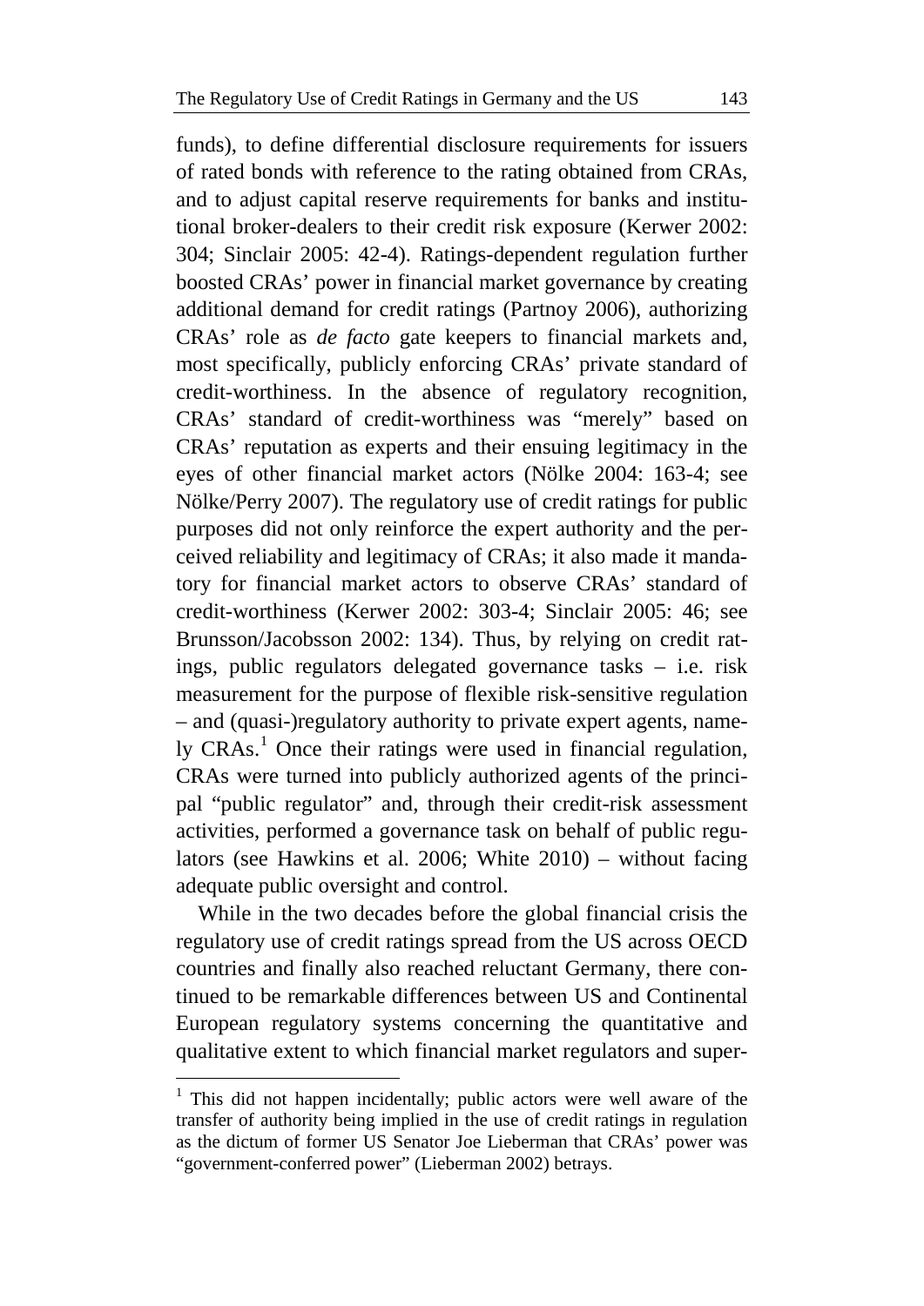funds), to define differential disclosure requirements for issuers of rated bonds with reference to the rating obtained from CRAs, and to adjust capital reserve requirements for banks and institutional broker-dealers to their credit risk exposure (Kerwer 2002: 304; Sinclair 2005: 42-4). Ratings-dependent regulation further boosted CRAs' power in financial market governance by creating additional demand for credit ratings (Partnoy 2006), authorizing CRAs' role as *de facto* gate keepers to financial markets and, most specifically, publicly enforcing CRAs' private standard of credit-worthiness. In the absence of regulatory recognition, CRAs' standard of credit-worthiness was "merely" based on CRAs' reputation as experts and their ensuing legitimacy in the eyes of other financial market actors (Nölke 2004: 163-4; see Nölke/Perry 2007). The regulatory use of credit ratings for public purposes did not only reinforce the expert authority and the perceived reliability and legitimacy of CRAs; it also made it mandatory for financial market actors to observe CRAs' standard of credit-worthiness (Kerwer 2002: 303-4; Sinclair 2005: 46; see Brunsson/Jacobsson 2002: 134). Thus, by relying on credit ratings, public regulators delegated governance tasks – i.e. risk measurement for the purpose of flexible risk-sensitive regulation – and (quasi-)regulatory authority to private expert agents, namely CRAs.[1] Once their ratings were used in financial regulation, CRAs were turned into publicly authorized agents of the principal "public regulator" and, through their credit-risk assessment activities, performed a governance task on behalf of public regulators (see Hawkins et al. 2006; White 2010) – without facing adequate public oversight and control.

While in the two decades before the global financial crisis the regulatory use of credit ratings spread from the US across OECD countries and finally also reached reluctant Germany, there continued to be remarkable differences between US and Continental European regulatory systems concerning the quantitative and qualitative extent to which financial market regulators and super-

[1] This did not happen incidentally; public actors were well aware of the transfer of authority being implied in the use of credit ratings in regulation as the dictum of former US Senator Joe Lieberman that CRAs' power was "government-conferred power" (Lieberman 2002) betrays.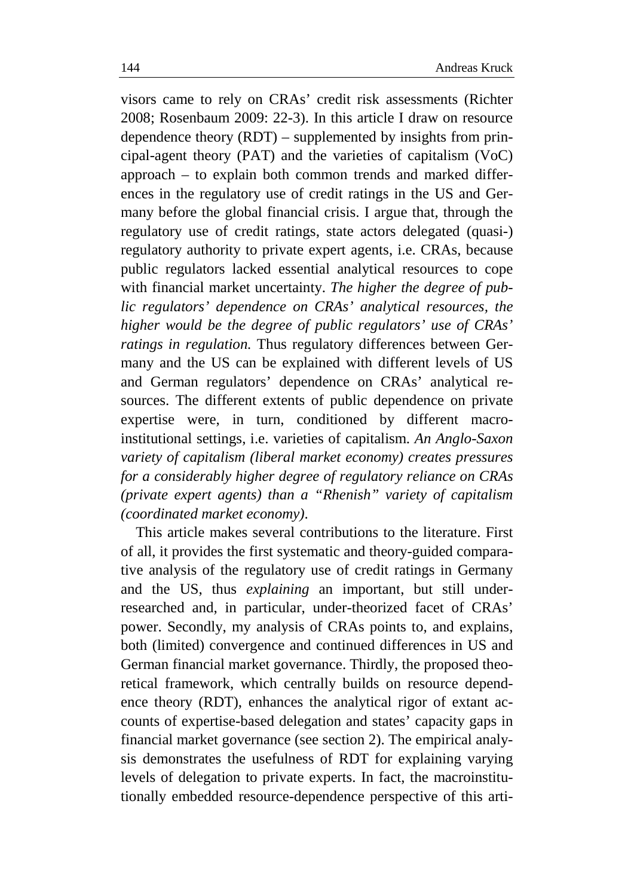visors came to rely on CRAs' credit risk assessments (Richter 2008; Rosenbaum 2009: 22-3). In this article I draw on resource dependence theory (RDT) – supplemented by insights from principal-agent theory (PAT) and the varieties of capitalism (VoC) approach – to explain both common trends and marked differences in the regulatory use of credit ratings in the US and Germany before the global financial crisis. I argue that, through the regulatory use of credit ratings, state actors delegated (quasi-) regulatory authority to private expert agents, i.e. CRAs, because public regulators lacked essential analytical resources to cope with financial market uncertainty. *The higher the degree of public regulators' dependence on CRAs' analytical resources, the higher would be the degree of public regulators' use of CRAs' ratings in regulation.* Thus regulatory differences between Germany and the US can be explained with different levels of US and German regulators' dependence on CRAs' analytical resources. The different extents of public dependence on private expertise were, in turn, conditioned by different macro-institutional settings, i.e. varieties of capitalism. *An Anglo-Saxon variety of capitalism (liberal market economy) creates pressures for a considerably higher degree of regulatory reliance on CRAs (private expert agents) than a "Rhenish" variety of capitalism (coordinated market economy).*

This article makes several contributions to the literature. First of all, it provides the first systematic and theory-guided comparative analysis of the regulatory use of credit ratings in Germany and the US, thus *explaining* an important, but still under-researched and, in particular, under-theorized facet of CRAs' power. Secondly, my analysis of CRAs points to, and explains, both (limited) convergence and continued differences in US and German financial market governance. Thirdly, the proposed theoretical framework, which centrally builds on resource dependence theory (RDT), enhances the analytical rigor of extant accounts of expertise-based delegation and states' capacity gaps in financial market governance (see section 2). The empirical analysis demonstrates the usefulness of RDT for explaining varying levels of delegation to private experts. In fact, the macroinstitutionally embedded resource-dependence perspective of this arti-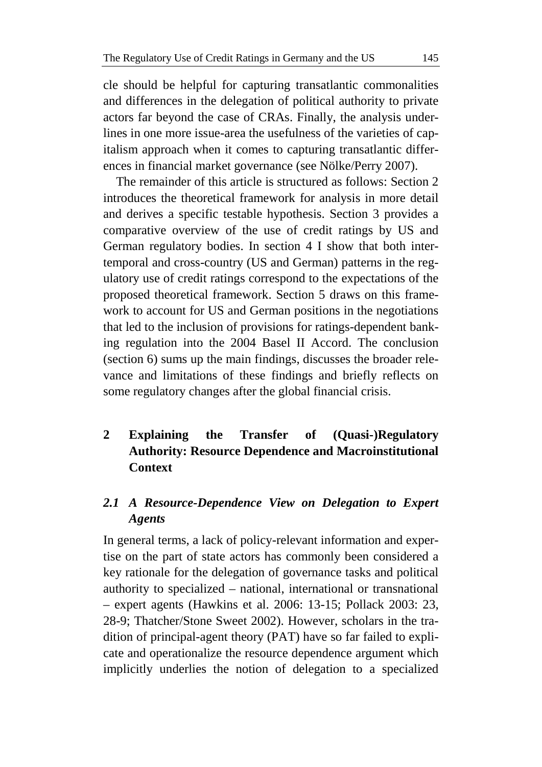cle should be helpful for capturing transatlantic commonalities and differences in the delegation of political authority to private actors far beyond the case of CRAs. Finally, the analysis underlines in one more issue-area the usefulness of the varieties of capitalism approach when it comes to capturing transatlantic differences in financial market governance (see Nölke/Perry 2007).

The remainder of this article is structured as follows: Section 2 introduces the theoretical framework for analysis in more detail and derives a specific testable hypothesis. Section 3 provides a comparative overview of the use of credit ratings by US and German regulatory bodies. In section 4 I show that both intertemporal and cross-country (US and German) patterns in the regulatory use of credit ratings correspond to the expectations of the proposed theoretical framework. Section 5 draws on this framework to account for US and German positions in the negotiations that led to the inclusion of provisions for ratings-dependent banking regulation into the 2004 Basel II Accord. The conclusion (section 6) sums up the main findings, discusses the broader relevance and limitations of these findings and briefly reflects on some regulatory changes after the global financial crisis.

## 2 Explaining the Transfer of (Quasi-)Regulatory Authority: Resource Dependence and Macroinstitutional Context

### *2.1 A Resource-Dependence View on Delegation to Expert Agents*

In general terms, a lack of policy-relevant information and expertise on the part of state actors has commonly been considered a key rationale for the delegation of governance tasks and political authority to specialized – national, international or transnational – expert agents (Hawkins et al. 2006: 13-15; Pollack 2003: 23, 28-9; Thatcher/Stone Sweet 2002). However, scholars in the tradition of principal-agent theory (PAT) have so far failed to explicate and operationalize the resource dependence argument which implicitly underlies the notion of delegation to a specialized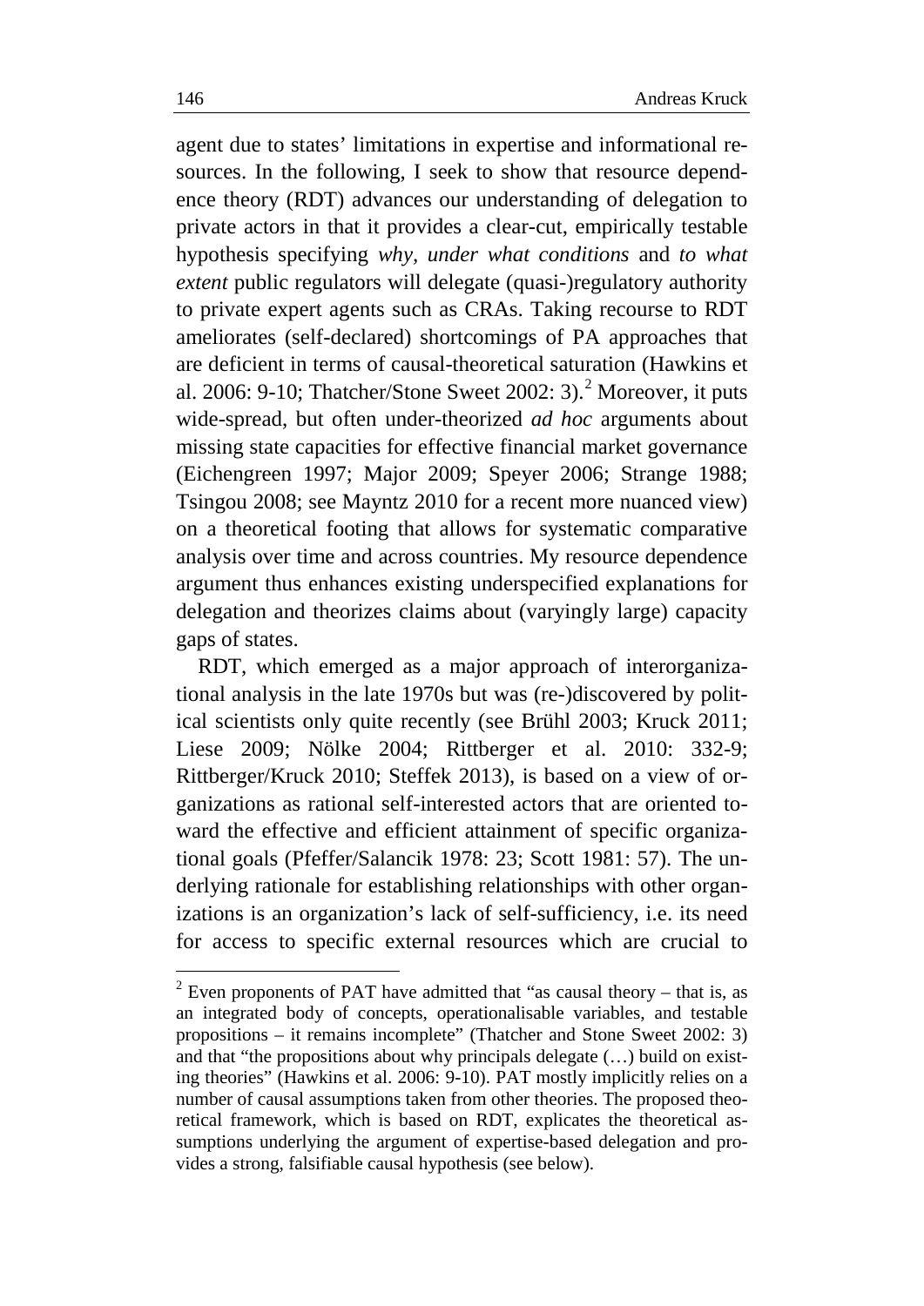agent due to states' limitations in expertise and informational resources. In the following, I seek to show that resource dependence theory (RDT) advances our understanding of delegation to private actors in that it provides a clear-cut, empirically testable hypothesis specifying *why*, *under what conditions* and *to what extent* public regulators will delegate (quasi-)regulatory authority to private expert agents such as CRAs. Taking recourse to RDT ameliorates (self-declared) shortcomings of PA approaches that are deficient in terms of causal-theoretical saturation (Hawkins et al. 2006: 9-10; Thatcher/Stone Sweet 2002: 3).[2] Moreover, it puts wide-spread, but often under-theorized *ad hoc* arguments about missing state capacities for effective financial market governance (Eichengreen 1997; Major 2009; Speyer 2006; Strange 1988; Tsingou 2008; see Mayntz 2010 for a recent more nuanced view) on a theoretical footing that allows for systematic comparative analysis over time and across countries. My resource dependence argument thus enhances existing underspecified explanations for delegation and theorizes claims about (varyingly large) capacity gaps of states.

RDT, which emerged as a major approach of interorganizational analysis in the late 1970s but was (re-)discovered by political scientists only quite recently (see Brühl 2003; Kruck 2011; Liese 2009; Nölke 2004; Rittberger et al. 2010: 332-9; Rittberger/Kruck 2010; Steffek 2013), is based on a view of organizations as rational self-interested actors that are oriented toward the effective and efficient attainment of specific organizational goals (Pfeffer/Salancik 1978: 23; Scott 1981: 57). The underlying rationale for establishing relationships with other organizations is an organization's lack of self-sufficiency, i.e. its need for access to specific external resources which are crucial to

[2] Even proponents of PAT have admitted that "as causal theory – that is, as an integrated body of concepts, operationalisable variables, and testable propositions – it remains incomplete" (Thatcher and Stone Sweet 2002: 3) and that "the propositions about why principals delegate (…) build on existing theories" (Hawkins et al. 2006: 9-10). PAT mostly implicitly relies on a number of causal assumptions taken from other theories. The proposed theoretical framework, which is based on RDT, explicates the theoretical assumptions underlying the argument of expertise-based delegation and provides a strong, falsifiable causal hypothesis (see below).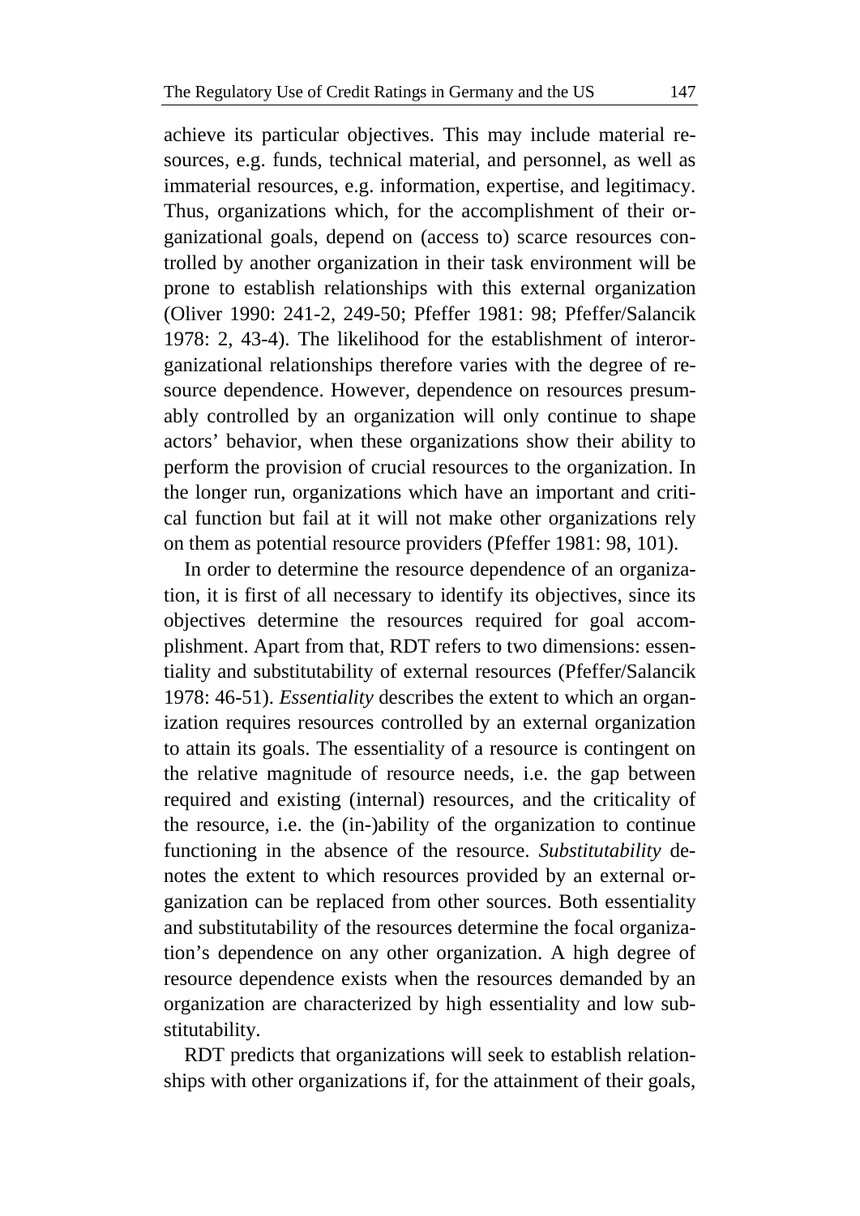achieve its particular objectives. This may include material resources, e.g. funds, technical material, and personnel, as well as immaterial resources, e.g. information, expertise, and legitimacy. Thus, organizations which, for the accomplishment of their organizational goals, depend on (access to) scarce resources controlled by another organization in their task environment will be prone to establish relationships with this external organization (Oliver 1990: 241-2, 249-50; Pfeffer 1981: 98; Pfeffer/Salancik 1978: 2, 43-4). The likelihood for the establishment of interorganizational relationships therefore varies with the degree of resource dependence. However, dependence on resources presumably controlled by an organization will only continue to shape actors' behavior, when these organizations show their ability to perform the provision of crucial resources to the organization. In the longer run, organizations which have an important and critical function but fail at it will not make other organizations rely on them as potential resource providers (Pfeffer 1981: 98, 101).

In order to determine the resource dependence of an organization, it is first of all necessary to identify its objectives, since its objectives determine the resources required for goal accomplishment. Apart from that, RDT refers to two dimensions: essentiality and substitutability of external resources (Pfeffer/Salancik 1978: 46-51). *Essentiality* describes the extent to which an organization requires resources controlled by an external organization to attain its goals. The essentiality of a resource is contingent on the relative magnitude of resource needs, i.e. the gap between required and existing (internal) resources, and the criticality of the resource, i.e. the (in-)ability of the organization to continue functioning in the absence of the resource. *Substitutability* denotes the extent to which resources provided by an external organization can be replaced from other sources. Both essentiality and substitutability of the resources determine the focal organization's dependence on any other organization. A high degree of resource dependence exists when the resources demanded by an organization are characterized by high essentiality and low substitutability.

RDT predicts that organizations will seek to establish relationships with other organizations if, for the attainment of their goals,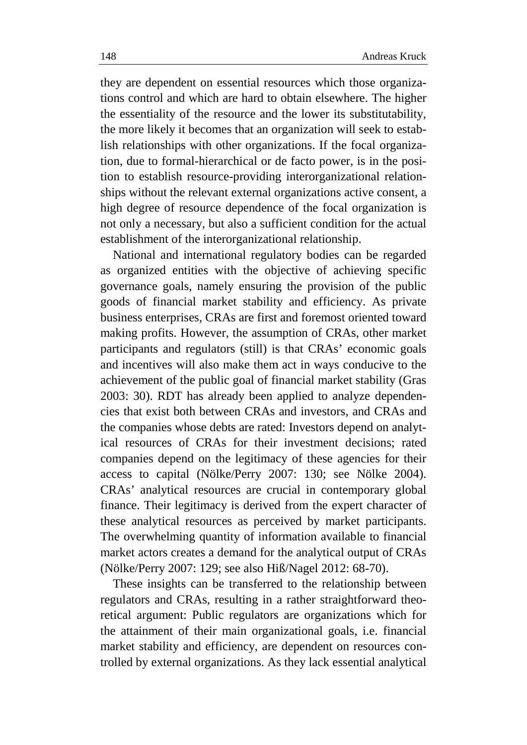they are dependent on essential resources which those organizations control and which are hard to obtain elsewhere. The higher the essentiality of the resource and the lower its substitutability, the more likely it becomes that an organization will seek to establish relationships with other organizations. If the focal organization, due to formal-hierarchical or de facto power, is in the position to establish resource-providing interorganizational relationships without the relevant external organizations active consent, a high degree of resource dependence of the focal organization is not only a necessary, but also a sufficient condition for the actual establishment of the interorganizational relationship.

National and international regulatory bodies can be regarded as organized entities with the objective of achieving specific governance goals, namely ensuring the provision of the public goods of financial market stability and efficiency. As private business enterprises, CRAs are first and foremost oriented toward making profits. However, the assumption of CRAs, other market participants and regulators (still) is that CRAs' economic goals and incentives will also make them act in ways conducive to the achievement of the public goal of financial market stability (Gras 2003: 30). RDT has already been applied to analyze dependencies that exist both between CRAs and investors, and CRAs and the companies whose debts are rated: Investors depend on analytical resources of CRAs for their investment decisions; rated companies depend on the legitimacy of these agencies for their access to capital (Nölke/Perry 2007: 130; see Nölke 2004). CRAs' analytical resources are crucial in contemporary global finance. Their legitimacy is derived from the expert character of these analytical resources as perceived by market participants. The overwhelming quantity of information available to financial market actors creates a demand for the analytical output of CRAs (Nölke/Perry 2007: 129; see also Hiß/Nagel 2012: 68-70).

These insights can be transferred to the relationship between regulators and CRAs, resulting in a rather straightforward theoretical argument: Public regulators are organizations which for the attainment of their main organizational goals, i.e. financial market stability and efficiency, are dependent on resources controlled by external organizations. As they lack essential analytical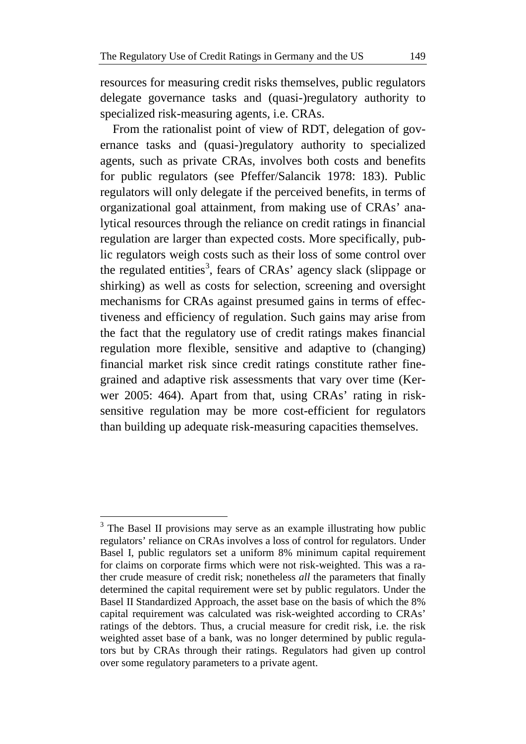resources for measuring credit risks themselves, public regulators delegate governance tasks and (quasi-)regulatory authority to specialized risk-measuring agents, i.e. CRAs.

From the rationalist point of view of RDT, delegation of governance tasks and (quasi-)regulatory authority to specialized agents, such as private CRAs, involves both costs and benefits for public regulators (see Pfeffer/Salancik 1978: 183). Public regulators will only delegate if the perceived benefits, in terms of organizational goal attainment, from making use of CRAs' analytical resources through the reliance on credit ratings in financial regulation are larger than expected costs. More specifically, public regulators weigh costs such as their loss of some control over the regulated entities[3], fears of CRAs' agency slack (slippage or shirking) as well as costs for selection, screening and oversight mechanisms for CRAs against presumed gains in terms of effectiveness and efficiency of regulation. Such gains may arise from the fact that the regulatory use of credit ratings makes financial regulation more flexible, sensitive and adaptive to (changing) financial market risk since credit ratings constitute rather fine-grained and adaptive risk assessments that vary over time (Kerwer 2005: 464). Apart from that, using CRAs' rating in risk-sensitive regulation may be more cost-efficient for regulators than building up adequate risk-measuring capacities themselves.

---

[3] The Basel II provisions may serve as an example illustrating how public regulators' reliance on CRAs involves a loss of control for regulators. Under Basel I, public regulators set a uniform 8% minimum capital requirement for claims on corporate firms which were not risk-weighted. This was a rather crude measure of credit risk; nonetheless *all* the parameters that finally determined the capital requirement were set by public regulators. Under the Basel II Standardized Approach, the asset base on the basis of which the 8% capital requirement was calculated was risk-weighted according to CRAs' ratings of the debtors. Thus, a crucial measure for credit risk, i.e. the risk weighted asset base of a bank, was no longer determined by public regulators but by CRAs through their ratings. Regulators had given up control over some regulatory parameters to a private agent.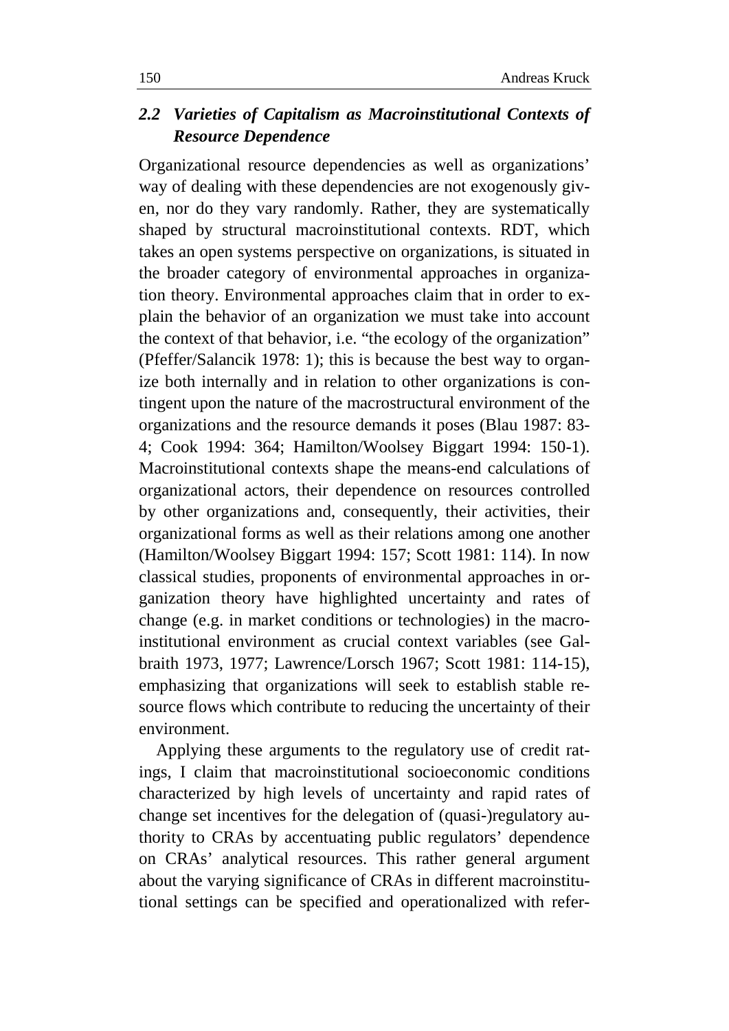### *2.2 Varieties of Capitalism as Macroinstitutional Contexts of Resource Dependence*

Organizational resource dependencies as well as organizations' way of dealing with these dependencies are not exogenously given, nor do they vary randomly. Rather, they are systematically shaped by structural macroinstitutional contexts. RDT, which takes an open systems perspective on organizations, is situated in the broader category of environmental approaches in organization theory. Environmental approaches claim that in order to explain the behavior of an organization we must take into account the context of that behavior, i.e. "the ecology of the organization" (Pfeffer/Salancik 1978: 1); this is because the best way to organize both internally and in relation to other organizations is contingent upon the nature of the macrostructural environment of the organizations and the resource demands it poses (Blau 1987: 83-4; Cook 1994: 364; Hamilton/Woolsey Biggart 1994: 150-1). Macroinstitutional contexts shape the means-end calculations of organizational actors, their dependence on resources controlled by other organizations and, consequently, their activities, their organizational forms as well as their relations among one another (Hamilton/Woolsey Biggart 1994: 157; Scott 1981: 114). In now classical studies, proponents of environmental approaches in organization theory have highlighted uncertainty and rates of change (e.g. in market conditions or technologies) in the macroinstitutional environment as crucial context variables (see Galbraith 1973, 1977; Lawrence/Lorsch 1967; Scott 1981: 114-15), emphasizing that organizations will seek to establish stable resource flows which contribute to reducing the uncertainty of their environment.

Applying these arguments to the regulatory use of credit ratings, I claim that macroinstitutional socioeconomic conditions characterized by high levels of uncertainty and rapid rates of change set incentives for the delegation of (quasi-)regulatory authority to CRAs by accentuating public regulators' dependence on CRAs' analytical resources. This rather general argument about the varying significance of CRAs in different macroinstitutional settings can be specified and operationalized with refer-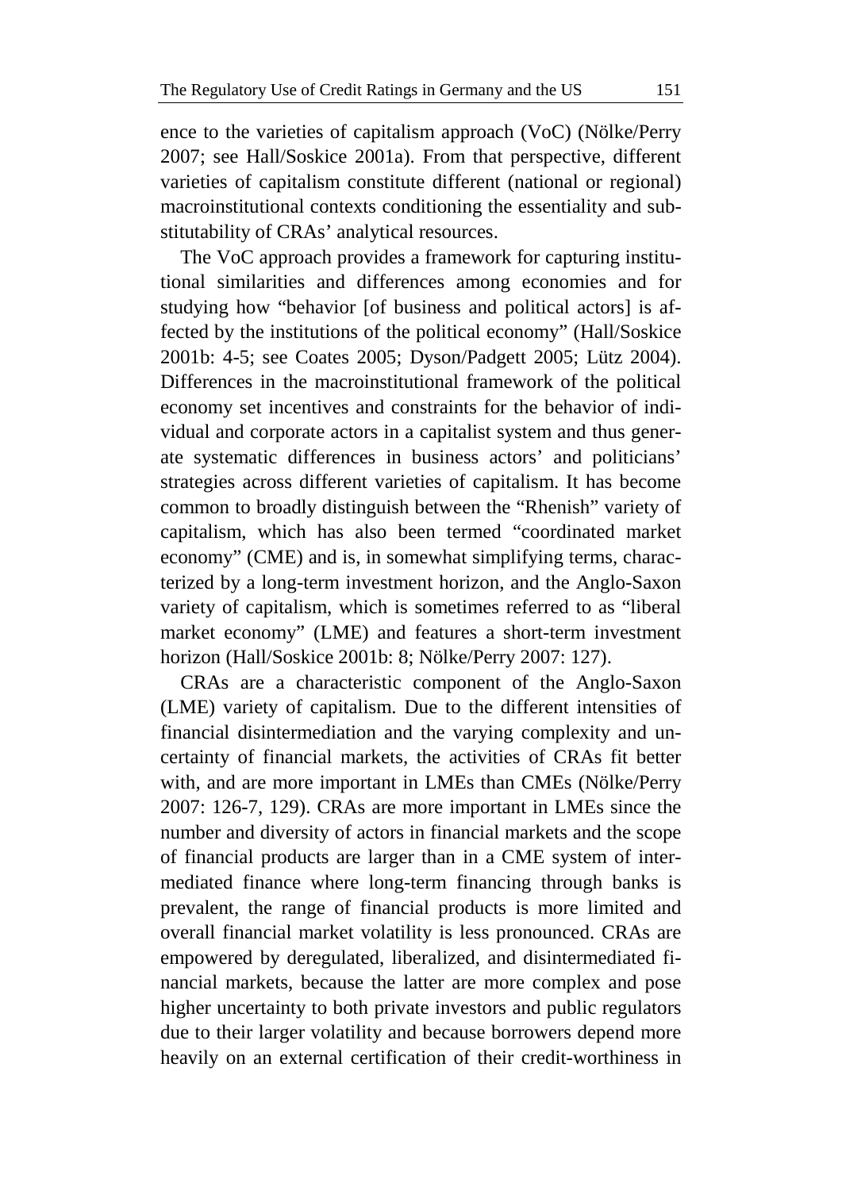ence to the varieties of capitalism approach (VoC) (Nölke/Perry 2007; see Hall/Soskice 2001a). From that perspective, different varieties of capitalism constitute different (national or regional) macroinstitutional contexts conditioning the essentiality and substitutability of CRAs' analytical resources.

The VoC approach provides a framework for capturing institutional similarities and differences among economies and for studying how "behavior [of business and political actors] is affected by the institutions of the political economy" (Hall/Soskice 2001b: 4-5; see Coates 2005; Dyson/Padgett 2005; Lütz 2004). Differences in the macroinstitutional framework of the political economy set incentives and constraints for the behavior of individual and corporate actors in a capitalist system and thus generate systematic differences in business actors' and politicians' strategies across different varieties of capitalism. It has become common to broadly distinguish between the "Rhenish" variety of capitalism, which has also been termed "coordinated market economy" (CME) and is, in somewhat simplifying terms, characterized by a long-term investment horizon, and the Anglo-Saxon variety of capitalism, which is sometimes referred to as "liberal market economy" (LME) and features a short-term investment horizon (Hall/Soskice 2001b: 8; Nölke/Perry 2007: 127).

CRAs are a characteristic component of the Anglo-Saxon (LME) variety of capitalism. Due to the different intensities of financial disintermediation and the varying complexity and uncertainty of financial markets, the activities of CRAs fit better with, and are more important in LMEs than CMEs (Nölke/Perry 2007: 126-7, 129). CRAs are more important in LMEs since the number and diversity of actors in financial markets and the scope of financial products are larger than in a CME system of intermediated finance where long-term financing through banks is prevalent, the range of financial products is more limited and overall financial market volatility is less pronounced. CRAs are empowered by deregulated, liberalized, and disintermediated financial markets, because the latter are more complex and pose higher uncertainty to both private investors and public regulators due to their larger volatility and because borrowers depend more heavily on an external certification of their credit-worthiness in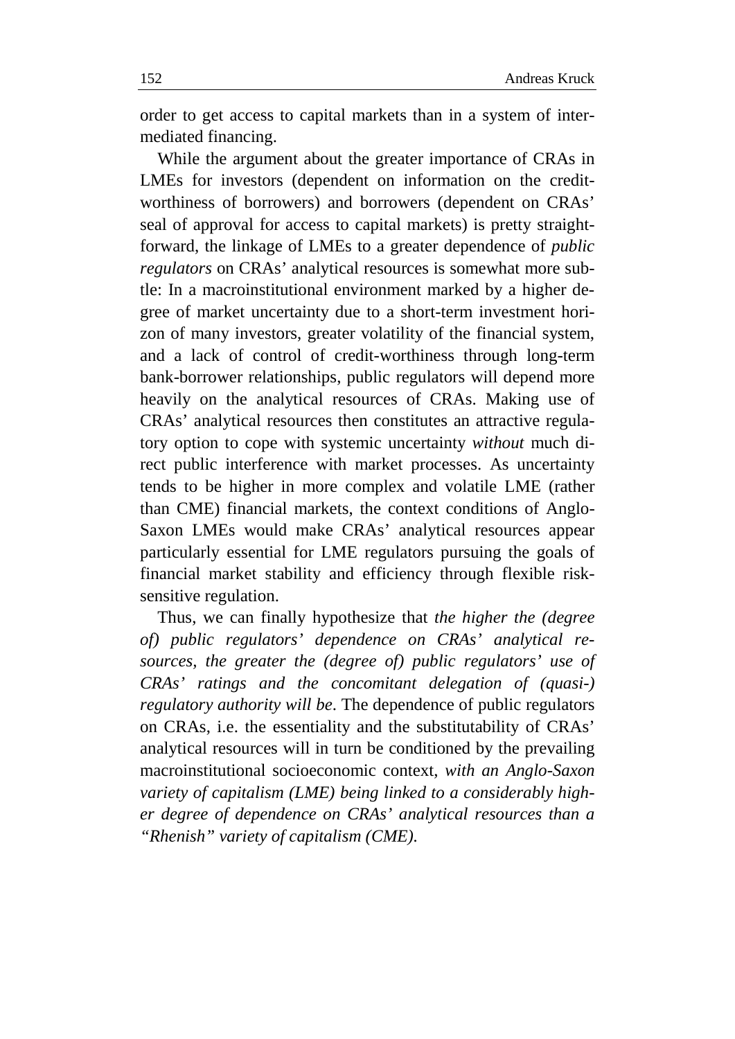order to get access to capital markets than in a system of intermediated financing.

While the argument about the greater importance of CRAs in LMEs for investors (dependent on information on the credit-worthiness of borrowers) and borrowers (dependent on CRAs' seal of approval for access to capital markets) is pretty straightforward, the linkage of LMEs to a greater dependence of *public regulators* on CRAs' analytical resources is somewhat more subtle: In a macroinstitutional environment marked by a higher degree of market uncertainty due to a short-term investment horizon of many investors, greater volatility of the financial system, and a lack of control of credit-worthiness through long-term bank-borrower relationships, public regulators will depend more heavily on the analytical resources of CRAs. Making use of CRAs' analytical resources then constitutes an attractive regulatory option to cope with systemic uncertainty *without* much direct public interference with market processes. As uncertainty tends to be higher in more complex and volatile LME (rather than CME) financial markets, the context conditions of Anglo-Saxon LMEs would make CRAs' analytical resources appear particularly essential for LME regulators pursuing the goals of financial market stability and efficiency through flexible risk-sensitive regulation.

Thus, we can finally hypothesize that *the higher the (degree of) public regulators' dependence on CRAs' analytical resources, the greater the (degree of) public regulators' use of CRAs' ratings and the concomitant delegation of (quasi-) regulatory authority will be*. The dependence of public regulators on CRAs, i.e. the essentiality and the substitutability of CRAs' analytical resources will in turn be conditioned by the prevailing macroinstitutional socioeconomic context, *with an Anglo-Saxon variety of capitalism (LME) being linked to a considerably higher degree of dependence on CRAs' analytical resources than a "Rhenish" variety of capitalism (CME).*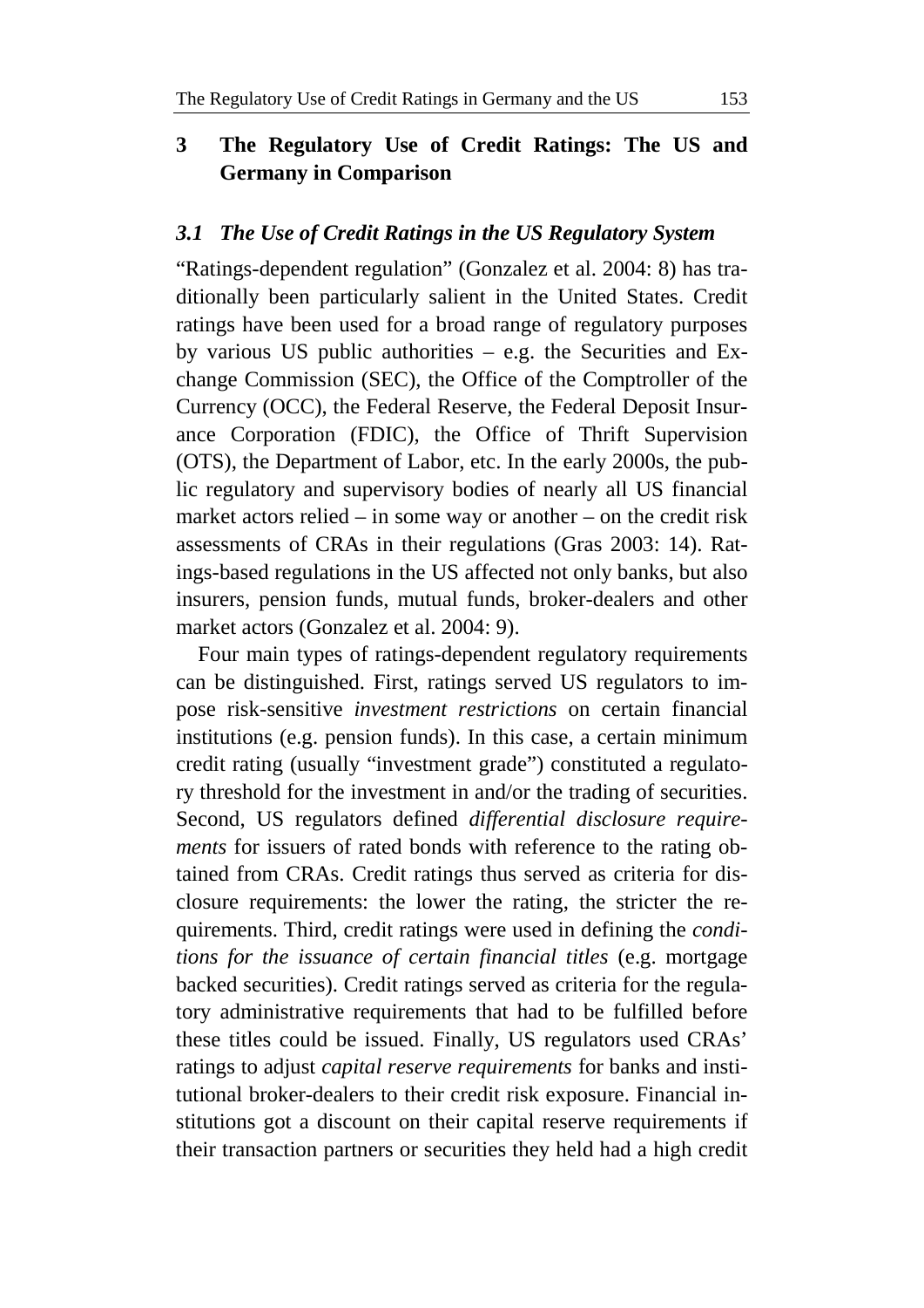## 3 The Regulatory Use of Credit Ratings: The US and Germany in Comparison

### *3.1 The Use of Credit Ratings in the US Regulatory System*

"Ratings-dependent regulation" (Gonzalez et al. 2004: 8) has traditionally been particularly salient in the United States. Credit ratings have been used for a broad range of regulatory purposes by various US public authorities – e.g. the Securities and Exchange Commission (SEC), the Office of the Comptroller of the Currency (OCC), the Federal Reserve, the Federal Deposit Insurance Corporation (FDIC), the Office of Thrift Supervision (OTS), the Department of Labor, etc. In the early 2000s, the public regulatory and supervisory bodies of nearly all US financial market actors relied – in some way or another – on the credit risk assessments of CRAs in their regulations (Gras 2003: 14). Ratings-based regulations in the US affected not only banks, but also insurers, pension funds, mutual funds, broker-dealers and other market actors (Gonzalez et al. 2004: 9).

Four main types of ratings-dependent regulatory requirements can be distinguished. First, ratings served US regulators to impose risk-sensitive *investment restrictions* on certain financial institutions (e.g. pension funds). In this case, a certain minimum credit rating (usually "investment grade") constituted a regulatory threshold for the investment in and/or the trading of securities. Second, US regulators defined *differential disclosure requirements* for issuers of rated bonds with reference to the rating obtained from CRAs. Credit ratings thus served as criteria for disclosure requirements: the lower the rating, the stricter the requirements. Third, credit ratings were used in defining the *conditions for the issuance of certain financial titles* (e.g. mortgage backed securities). Credit ratings served as criteria for the regulatory administrative requirements that had to be fulfilled before these titles could be issued. Finally, US regulators used CRAs' ratings to adjust *capital reserve requirements* for banks and institutional broker-dealers to their credit risk exposure. Financial institutions got a discount on their capital reserve requirements if their transaction partners or securities they held had a high credit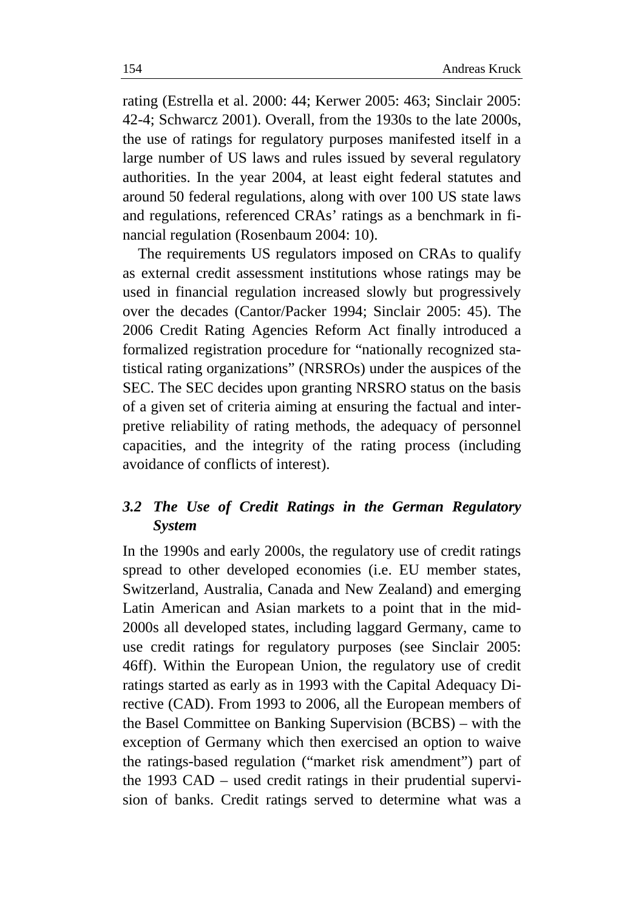rating (Estrella et al. 2000: 44; Kerwer 2005: 463; Sinclair 2005: 42-4; Schwarcz 2001). Overall, from the 1930s to the late 2000s, the use of ratings for regulatory purposes manifested itself in a large number of US laws and rules issued by several regulatory authorities. In the year 2004, at least eight federal statutes and around 50 federal regulations, along with over 100 US state laws and regulations, referenced CRAs' ratings as a benchmark in financial regulation (Rosenbaum 2004: 10).

The requirements US regulators imposed on CRAs to qualify as external credit assessment institutions whose ratings may be used in financial regulation increased slowly but progressively over the decades (Cantor/Packer 1994; Sinclair 2005: 45). The 2006 Credit Rating Agencies Reform Act finally introduced a formalized registration procedure for "nationally recognized statistical rating organizations" (NRSROs) under the auspices of the SEC. The SEC decides upon granting NRSRO status on the basis of a given set of criteria aiming at ensuring the factual and interpretive reliability of rating methods, the adequacy of personnel capacities, and the integrity of the rating process (including avoidance of conflicts of interest).

### *3.2 The Use of Credit Ratings in the German Regulatory System*

In the 1990s and early 2000s, the regulatory use of credit ratings spread to other developed economies (i.e. EU member states, Switzerland, Australia, Canada and New Zealand) and emerging Latin American and Asian markets to a point that in the mid-2000s all developed states, including laggard Germany, came to use credit ratings for regulatory purposes (see Sinclair 2005: 46ff). Within the European Union, the regulatory use of credit ratings started as early as in 1993 with the Capital Adequacy Directive (CAD). From 1993 to 2006, all the European members of the Basel Committee on Banking Supervision (BCBS) – with the exception of Germany which then exercised an option to waive the ratings-based regulation ("market risk amendment") part of the 1993 CAD – used credit ratings in their prudential supervision of banks. Credit ratings served to determine what was a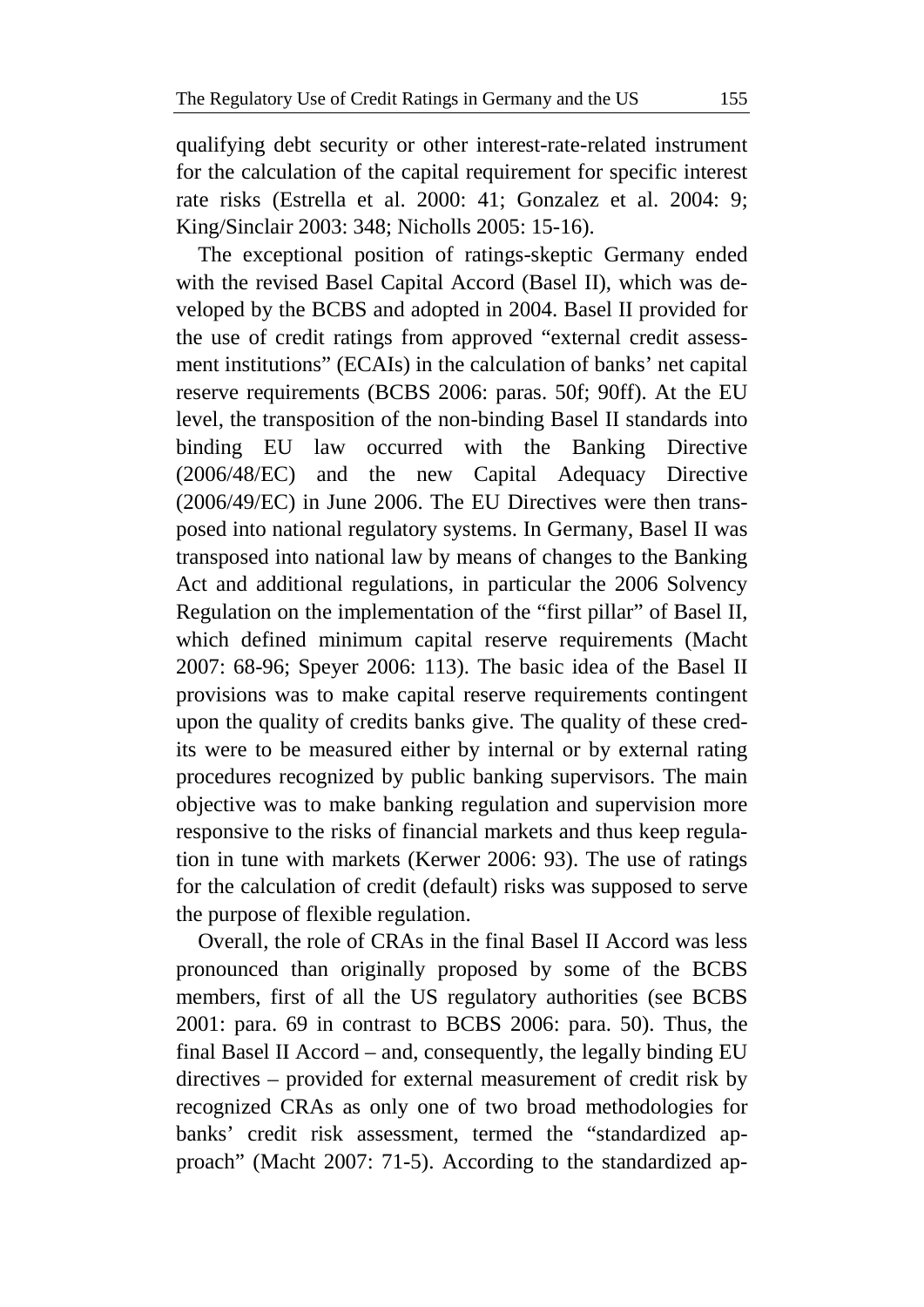qualifying debt security or other interest-rate-related instrument for the calculation of the capital requirement for specific interest rate risks (Estrella et al. 2000: 41; Gonzalez et al. 2004: 9; King/Sinclair 2003: 348; Nicholls 2005: 15-16).

The exceptional position of ratings-skeptic Germany ended with the revised Basel Capital Accord (Basel II), which was developed by the BCBS and adopted in 2004. Basel II provided for the use of credit ratings from approved "external credit assessment institutions" (ECAIs) in the calculation of banks' net capital reserve requirements (BCBS 2006: paras. 50f; 90ff). At the EU level, the transposition of the non-binding Basel II standards into binding EU law occurred with the Banking Directive (2006/48/EC) and the new Capital Adequacy Directive (2006/49/EC) in June 2006. The EU Directives were then transposed into national regulatory systems. In Germany, Basel II was transposed into national law by means of changes to the Banking Act and additional regulations, in particular the 2006 Solvency Regulation on the implementation of the "first pillar" of Basel II, which defined minimum capital reserve requirements (Macht 2007: 68-96; Speyer 2006: 113). The basic idea of the Basel II provisions was to make capital reserve requirements contingent upon the quality of credits banks give. The quality of these credits were to be measured either by internal or by external rating procedures recognized by public banking supervisors. The main objective was to make banking regulation and supervision more responsive to the risks of financial markets and thus keep regulation in tune with markets (Kerwer 2006: 93). The use of ratings for the calculation of credit (default) risks was supposed to serve the purpose of flexible regulation.

Overall, the role of CRAs in the final Basel II Accord was less pronounced than originally proposed by some of the BCBS members, first of all the US regulatory authorities (see BCBS 2001: para. 69 in contrast to BCBS 2006: para. 50). Thus, the final Basel II Accord – and, consequently, the legally binding EU directives – provided for external measurement of credit risk by recognized CRAs as only one of two broad methodologies for banks' credit risk assessment, termed the "standardized approach" (Macht 2007: 71-5). According to the standardized ap-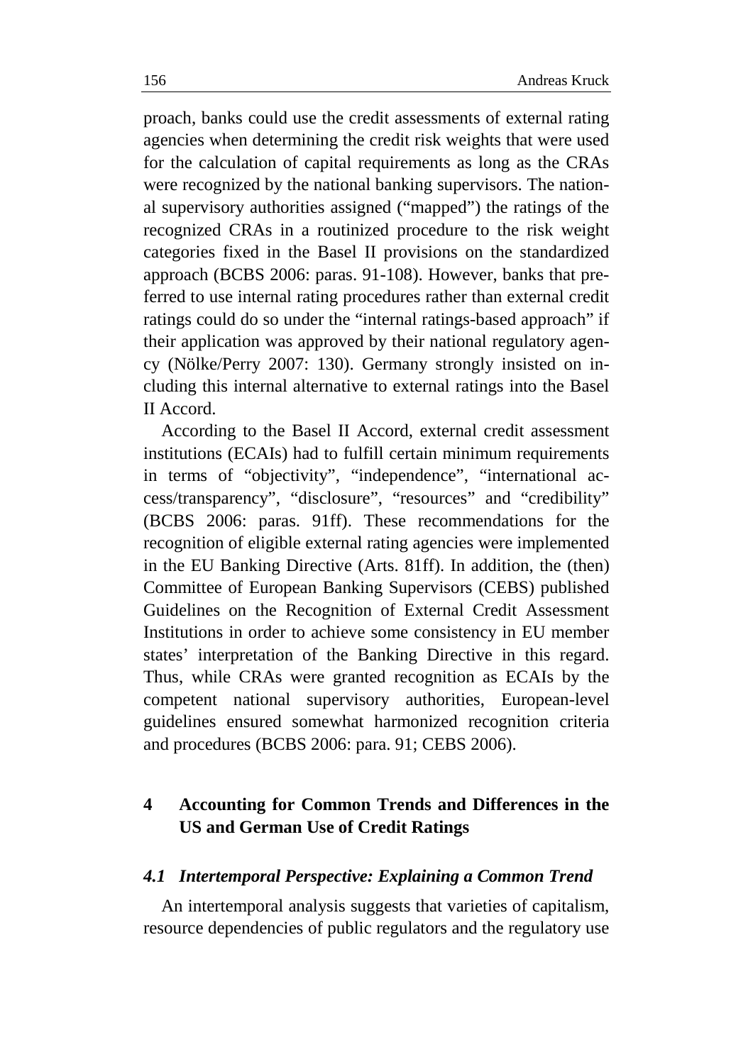proach, banks could use the credit assessments of external rating agencies when determining the credit risk weights that were used for the calculation of capital requirements as long as the CRAs were recognized by the national banking supervisors. The national supervisory authorities assigned ("mapped") the ratings of the recognized CRAs in a routinized procedure to the risk weight categories fixed in the Basel II provisions on the standardized approach (BCBS 2006: paras. 91-108). However, banks that preferred to use internal rating procedures rather than external credit ratings could do so under the "internal ratings-based approach" if their application was approved by their national regulatory agency (Nölke/Perry 2007: 130). Germany strongly insisted on including this internal alternative to external ratings into the Basel II Accord.

According to the Basel II Accord, external credit assessment institutions (ECAIs) had to fulfill certain minimum requirements in terms of "objectivity", "independence", "international access/transparency", "disclosure", "resources" and "credibility" (BCBS 2006: paras. 91ff). These recommendations for the recognition of eligible external rating agencies were implemented in the EU Banking Directive (Arts. 81ff). In addition, the (then) Committee of European Banking Supervisors (CEBS) published Guidelines on the Recognition of External Credit Assessment Institutions in order to achieve some consistency in EU member states' interpretation of the Banking Directive in this regard. Thus, while CRAs were granted recognition as ECAIs by the competent national supervisory authorities, European-level guidelines ensured somewhat harmonized recognition criteria and procedures (BCBS 2006: para. 91; CEBS 2006).

## 4 Accounting for Common Trends and Differences in the US and German Use of Credit Ratings

### *4.1 Intertemporal Perspective: Explaining a Common Trend*

An intertemporal analysis suggests that varieties of capitalism, resource dependencies of public regulators and the regulatory use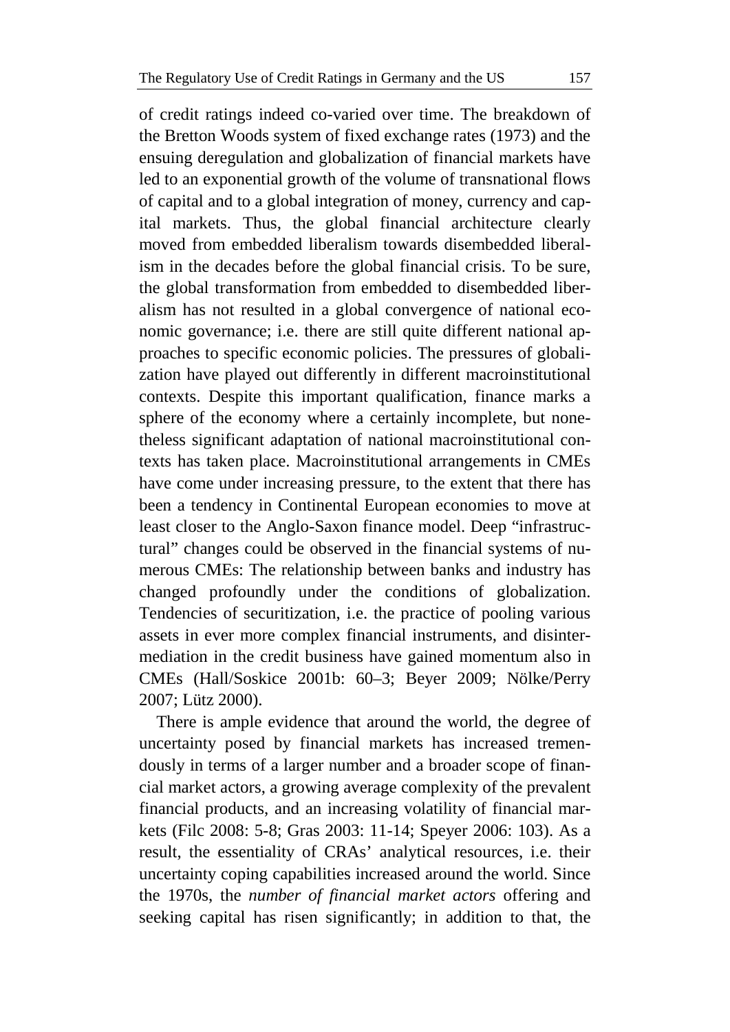of credit ratings indeed co-varied over time. The breakdown of the Bretton Woods system of fixed exchange rates (1973) and the ensuing deregulation and globalization of financial markets have led to an exponential growth of the volume of transnational flows of capital and to a global integration of money, currency and capital markets. Thus, the global financial architecture clearly moved from embedded liberalism towards disembedded liberalism in the decades before the global financial crisis. To be sure, the global transformation from embedded to disembedded liberalism has not resulted in a global convergence of national economic governance; i.e. there are still quite different national approaches to specific economic policies. The pressures of globalization have played out differently in different macroinstitutional contexts. Despite this important qualification, finance marks a sphere of the economy where a certainly incomplete, but nonetheless significant adaptation of national macroinstitutional contexts has taken place. Macroinstitutional arrangements in CMEs have come under increasing pressure, to the extent that there has been a tendency in Continental European economies to move at least closer to the Anglo-Saxon finance model. Deep "infrastructural" changes could be observed in the financial systems of numerous CMEs: The relationship between banks and industry has changed profoundly under the conditions of globalization. Tendencies of securitization, i.e. the practice of pooling various assets in ever more complex financial instruments, and disintermediation in the credit business have gained momentum also in CMEs (Hall/Soskice 2001b: 60–3; Beyer 2009; Nölke/Perry 2007; Lütz 2000).

There is ample evidence that around the world, the degree of uncertainty posed by financial markets has increased tremendously in terms of a larger number and a broader scope of financial market actors, a growing average complexity of the prevalent financial products, and an increasing volatility of financial markets (Filc 2008: 5-8; Gras 2003: 11-14; Speyer 2006: 103). As a result, the essentiality of CRAs' analytical resources, i.e. their uncertainty coping capabilities increased around the world. Since the 1970s, the *number of financial market actors* offering and seeking capital has risen significantly; in addition to that, the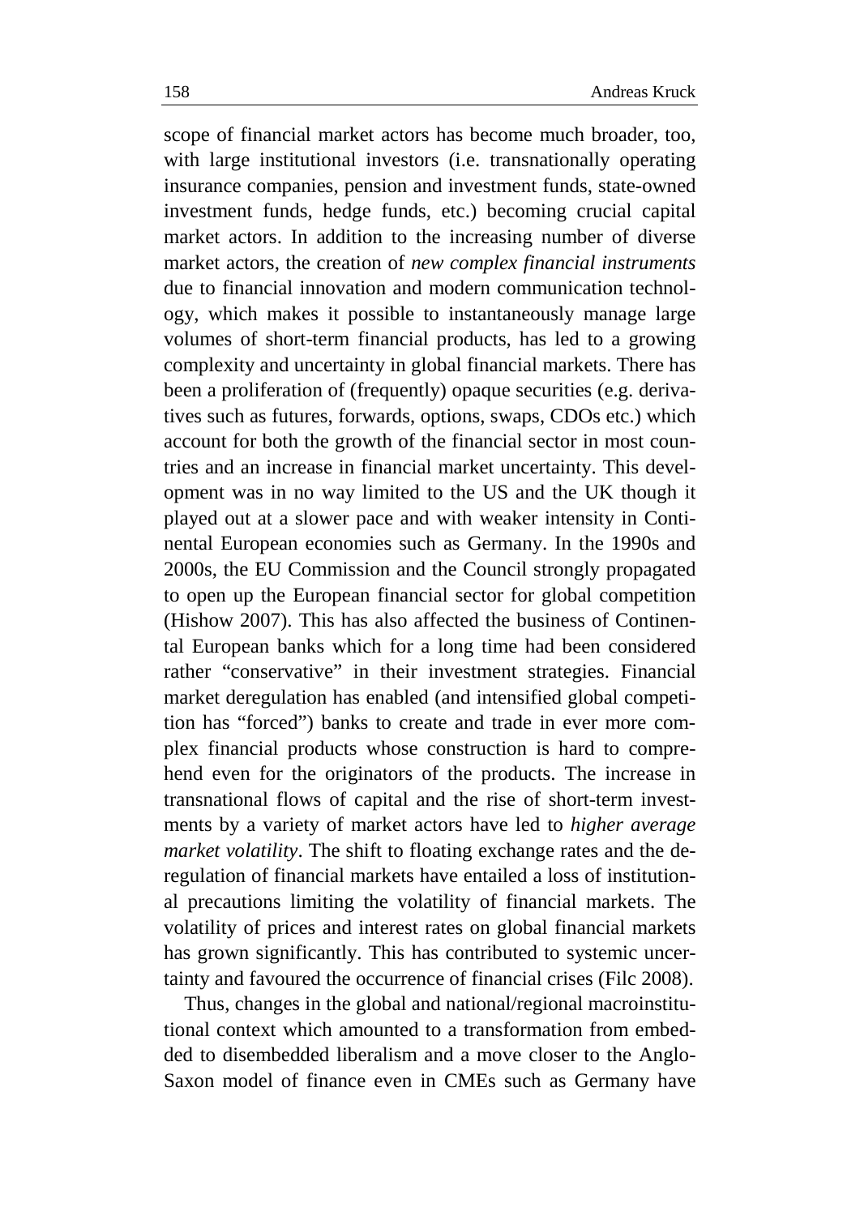scope of financial market actors has become much broader, too, with large institutional investors (i.e. transnationally operating insurance companies, pension and investment funds, state-owned investment funds, hedge funds, etc.) becoming crucial capital market actors. In addition to the increasing number of diverse market actors, the creation of *new complex financial instruments* due to financial innovation and modern communication technology, which makes it possible to instantaneously manage large volumes of short-term financial products, has led to a growing complexity and uncertainty in global financial markets. There has been a proliferation of (frequently) opaque securities (e.g. derivatives such as futures, forwards, options, swaps, CDOs etc.) which account for both the growth of the financial sector in most countries and an increase in financial market uncertainty. This development was in no way limited to the US and the UK though it played out at a slower pace and with weaker intensity in Continental European economies such as Germany. In the 1990s and 2000s, the EU Commission and the Council strongly propagated to open up the European financial sector for global competition (Hishow 2007). This has also affected the business of Continental European banks which for a long time had been considered rather "conservative" in their investment strategies. Financial market deregulation has enabled (and intensified global competition has "forced") banks to create and trade in ever more complex financial products whose construction is hard to comprehend even for the originators of the products. The increase in transnational flows of capital and the rise of short-term investments by a variety of market actors have led to *higher average market volatility*. The shift to floating exchange rates and the deregulation of financial markets have entailed a loss of institutional precautions limiting the volatility of financial markets. The volatility of prices and interest rates on global financial markets has grown significantly. This has contributed to systemic uncertainty and favoured the occurrence of financial crises (Filc 2008).

Thus, changes in the global and national/regional macroinstitutional context which amounted to a transformation from embedded to disembedded liberalism and a move closer to the Anglo-Saxon model of finance even in CMEs such as Germany have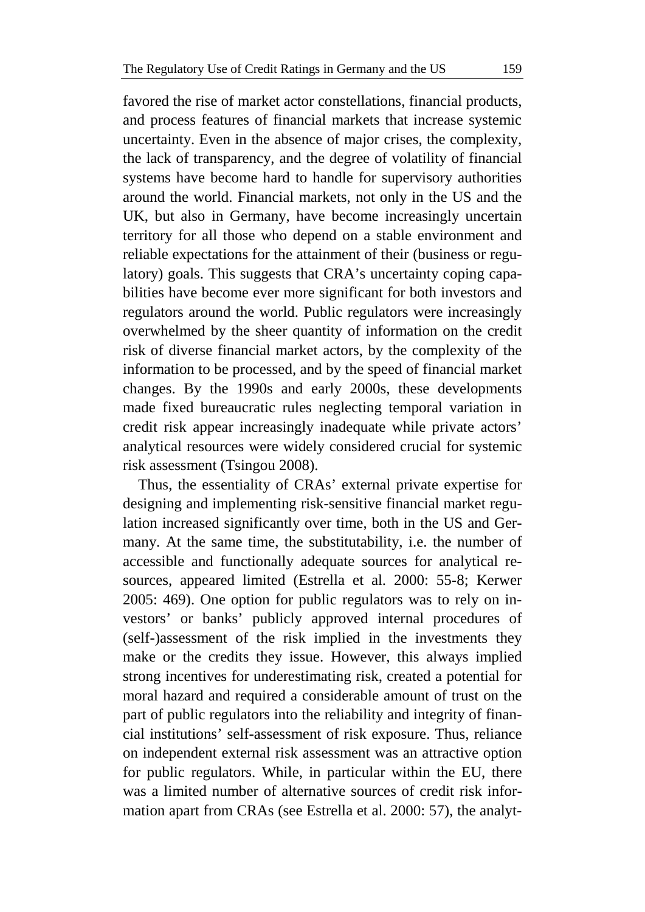favored the rise of market actor constellations, financial products, and process features of financial markets that increase systemic uncertainty. Even in the absence of major crises, the complexity, the lack of transparency, and the degree of volatility of financial systems have become hard to handle for supervisory authorities around the world. Financial markets, not only in the US and the UK, but also in Germany, have become increasingly uncertain territory for all those who depend on a stable environment and reliable expectations for the attainment of their (business or regulatory) goals. This suggests that CRA's uncertainty coping capabilities have become ever more significant for both investors and regulators around the world. Public regulators were increasingly overwhelmed by the sheer quantity of information on the credit risk of diverse financial market actors, by the complexity of the information to be processed, and by the speed of financial market changes. By the 1990s and early 2000s, these developments made fixed bureaucratic rules neglecting temporal variation in credit risk appear increasingly inadequate while private actors' analytical resources were widely considered crucial for systemic risk assessment (Tsingou 2008).

Thus, the essentiality of CRAs' external private expertise for designing and implementing risk-sensitive financial market regulation increased significantly over time, both in the US and Germany. At the same time, the substitutability, i.e. the number of accessible and functionally adequate sources for analytical resources, appeared limited (Estrella et al. 2000: 55-8; Kerwer 2005: 469). One option for public regulators was to rely on investors' or banks' publicly approved internal procedures of (self-)assessment of the risk implied in the investments they make or the credits they issue. However, this always implied strong incentives for underestimating risk, created a potential for moral hazard and required a considerable amount of trust on the part of public regulators into the reliability and integrity of financial institutions' self-assessment of risk exposure. Thus, reliance on independent external risk assessment was an attractive option for public regulators. While, in particular within the EU, there was a limited number of alternative sources of credit risk information apart from CRAs (see Estrella et al. 2000: 57), the analyt-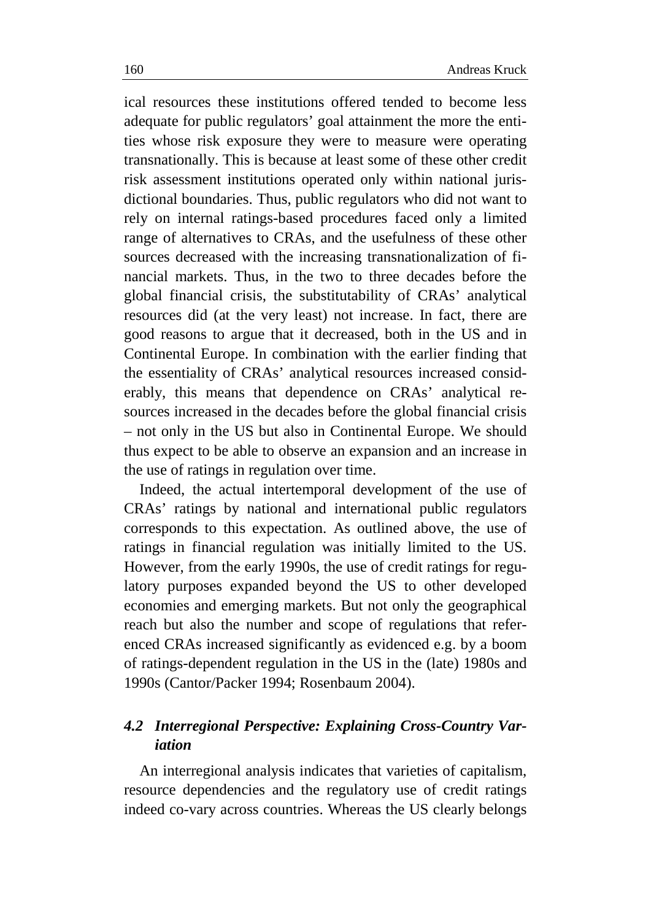ical resources these institutions offered tended to become less adequate for public regulators' goal attainment the more the entities whose risk exposure they were to measure were operating transnationally. This is because at least some of these other credit risk assessment institutions operated only within national jurisdictional boundaries. Thus, public regulators who did not want to rely on internal ratings-based procedures faced only a limited range of alternatives to CRAs, and the usefulness of these other sources decreased with the increasing transnationalization of financial markets. Thus, in the two to three decades before the global financial crisis, the substitutability of CRAs' analytical resources did (at the very least) not increase. In fact, there are good reasons to argue that it decreased, both in the US and in Continental Europe. In combination with the earlier finding that the essentiality of CRAs' analytical resources increased considerably, this means that dependence on CRAs' analytical resources increased in the decades before the global financial crisis – not only in the US but also in Continental Europe. We should thus expect to be able to observe an expansion and an increase in the use of ratings in regulation over time.

Indeed, the actual intertemporal development of the use of CRAs' ratings by national and international public regulators corresponds to this expectation. As outlined above, the use of ratings in financial regulation was initially limited to the US. However, from the early 1990s, the use of credit ratings for regulatory purposes expanded beyond the US to other developed economies and emerging markets. But not only the geographical reach but also the number and scope of regulations that referenced CRAs increased significantly as evidenced e.g. by a boom of ratings-dependent regulation in the US in the (late) 1980s and 1990s (Cantor/Packer 1994; Rosenbaum 2004).

### *4.2 Interregional Perspective: Explaining Cross-Country Variation*

An interregional analysis indicates that varieties of capitalism, resource dependencies and the regulatory use of credit ratings indeed co-vary across countries. Whereas the US clearly belongs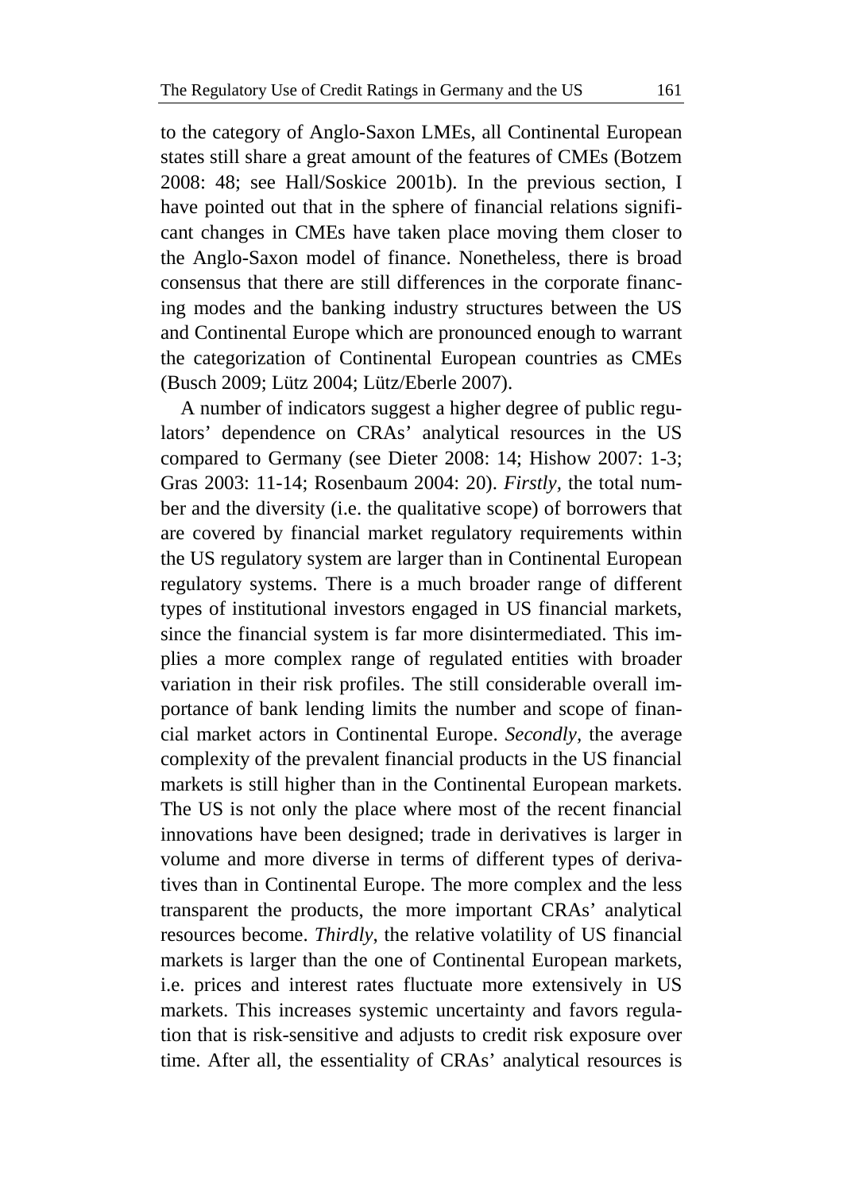to the category of Anglo-Saxon LMEs, all Continental European states still share a great amount of the features of CMEs (Botzem 2008: 48; see Hall/Soskice 2001b). In the previous section, I have pointed out that in the sphere of financial relations significant changes in CMEs have taken place moving them closer to the Anglo-Saxon model of finance. Nonetheless, there is broad consensus that there are still differences in the corporate financing modes and the banking industry structures between the US and Continental Europe which are pronounced enough to warrant the categorization of Continental European countries as CMEs (Busch 2009; Lütz 2004; Lütz/Eberle 2007).

A number of indicators suggest a higher degree of public regulators' dependence on CRAs' analytical resources in the US compared to Germany (see Dieter 2008: 14; Hishow 2007: 1-3; Gras 2003: 11-14; Rosenbaum 2004: 20). *Firstly*, the total number and the diversity (i.e. the qualitative scope) of borrowers that are covered by financial market regulatory requirements within the US regulatory system are larger than in Continental European regulatory systems. There is a much broader range of different types of institutional investors engaged in US financial markets, since the financial system is far more disintermediated. This implies a more complex range of regulated entities with broader variation in their risk profiles. The still considerable overall importance of bank lending limits the number and scope of financial market actors in Continental Europe. *Secondly*, the average complexity of the prevalent financial products in the US financial markets is still higher than in the Continental European markets. The US is not only the place where most of the recent financial innovations have been designed; trade in derivatives is larger in volume and more diverse in terms of different types of derivatives than in Continental Europe. The more complex and the less transparent the products, the more important CRAs' analytical resources become. *Thirdly*, the relative volatility of US financial markets is larger than the one of Continental European markets, i.e. prices and interest rates fluctuate more extensively in US markets. This increases systemic uncertainty and favors regulation that is risk-sensitive and adjusts to credit risk exposure over time. After all, the essentiality of CRAs' analytical resources is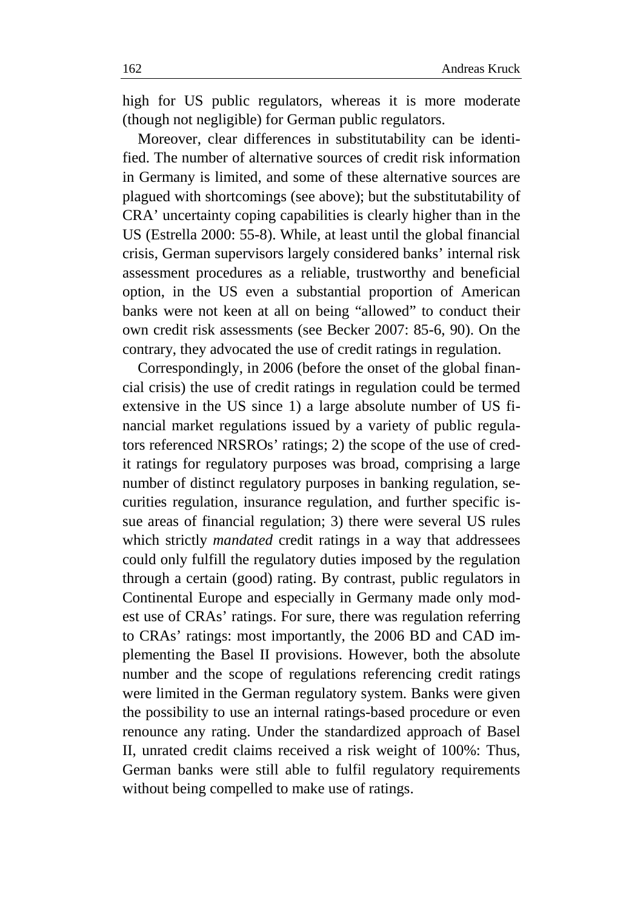high for US public regulators, whereas it is more moderate (though not negligible) for German public regulators.

Moreover, clear differences in substitutability can be identified. The number of alternative sources of credit risk information in Germany is limited, and some of these alternative sources are plagued with shortcomings (see above); but the substitutability of CRA' uncertainty coping capabilities is clearly higher than in the US (Estrella 2000: 55-8). While, at least until the global financial crisis, German supervisors largely considered banks' internal risk assessment procedures as a reliable, trustworthy and beneficial option, in the US even a substantial proportion of American banks were not keen at all on being "allowed" to conduct their own credit risk assessments (see Becker 2007: 85-6, 90). On the contrary, they advocated the use of credit ratings in regulation.

Correspondingly, in 2006 (before the onset of the global financial crisis) the use of credit ratings in regulation could be termed extensive in the US since 1) a large absolute number of US financial market regulations issued by a variety of public regulators referenced NRSROs' ratings; 2) the scope of the use of credit ratings for regulatory purposes was broad, comprising a large number of distinct regulatory purposes in banking regulation, securities regulation, insurance regulation, and further specific issue areas of financial regulation; 3) there were several US rules which strictly *mandated* credit ratings in a way that addressees could only fulfill the regulatory duties imposed by the regulation through a certain (good) rating. By contrast, public regulators in Continental Europe and especially in Germany made only modest use of CRAs' ratings. For sure, there was regulation referring to CRAs' ratings: most importantly, the 2006 BD and CAD implementing the Basel II provisions. However, both the absolute number and the scope of regulations referencing credit ratings were limited in the German regulatory system. Banks were given the possibility to use an internal ratings-based procedure or even renounce any rating. Under the standardized approach of Basel II, unrated credit claims received a risk weight of 100%: Thus, German banks were still able to fulfil regulatory requirements without being compelled to make use of ratings.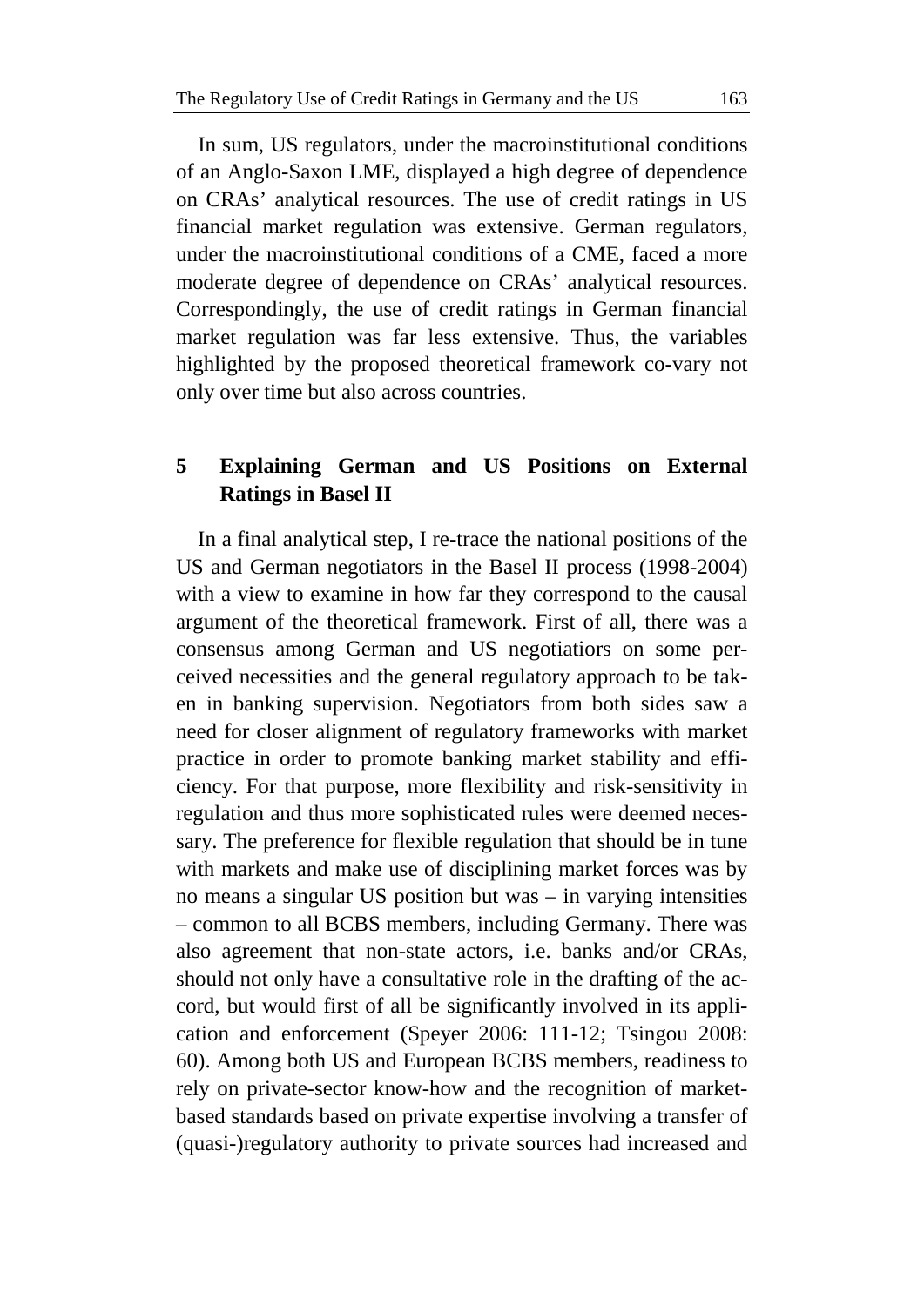In sum, US regulators, under the macroinstitutional conditions of an Anglo-Saxon LME, displayed a high degree of dependence on CRAs' analytical resources. The use of credit ratings in US financial market regulation was extensive. German regulators, under the macroinstitutional conditions of a CME, faced a more moderate degree of dependence on CRAs' analytical resources. Correspondingly, the use of credit ratings in German financial market regulation was far less extensive. Thus, the variables highlighted by the proposed theoretical framework co-vary not only over time but also across countries.

## 5 Explaining German and US Positions on External Ratings in Basel II

In a final analytical step, I re-trace the national positions of the US and German negotiators in the Basel II process (1998-2004) with a view to examine in how far they correspond to the causal argument of the theoretical framework. First of all, there was a consensus among German and US negotiatiors on some perceived necessities and the general regulatory approach to be taken in banking supervision. Negotiators from both sides saw a need for closer alignment of regulatory frameworks with market practice in order to promote banking market stability and efficiency. For that purpose, more flexibility and risk-sensitivity in regulation and thus more sophisticated rules were deemed necessary. The preference for flexible regulation that should be in tune with markets and make use of disciplining market forces was by no means a singular US position but was – in varying intensities – common to all BCBS members, including Germany. There was also agreement that non-state actors, i.e. banks and/or CRAs, should not only have a consultative role in the drafting of the accord, but would first of all be significantly involved in its application and enforcement (Speyer 2006: 111-12; Tsingou 2008: 60). Among both US and European BCBS members, readiness to rely on private-sector know-how and the recognition of market-based standards based on private expertise involving a transfer of (quasi-)regulatory authority to private sources had increased and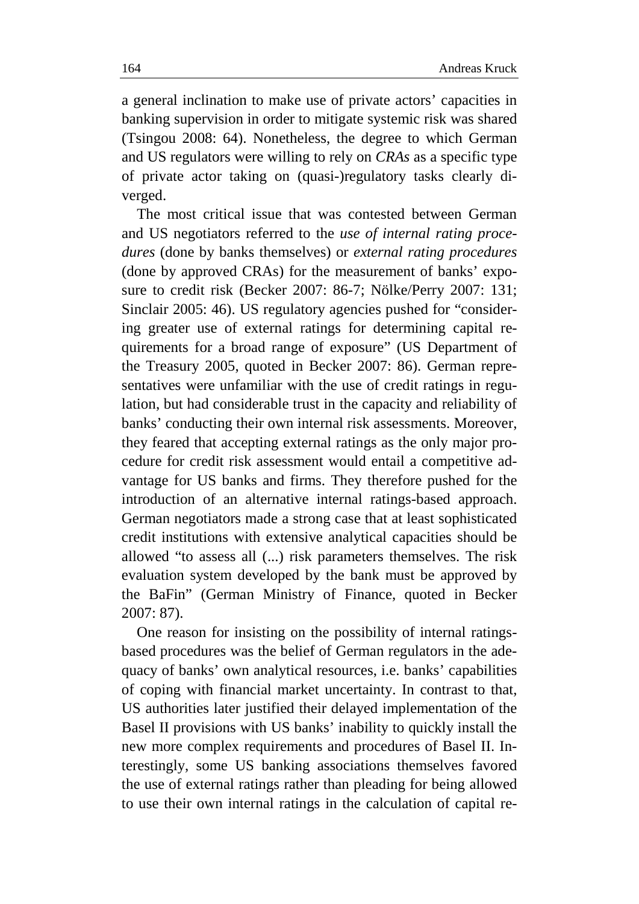a general inclination to make use of private actors' capacities in banking supervision in order to mitigate systemic risk was shared (Tsingou 2008: 64). Nonetheless, the degree to which German and US regulators were willing to rely on *CRAs* as a specific type of private actor taking on (quasi-)regulatory tasks clearly diverged.

The most critical issue that was contested between German and US negotiators referred to the *use of internal rating procedures* (done by banks themselves) or *external rating procedures* (done by approved CRAs) for the measurement of banks' exposure to credit risk (Becker 2007: 86-7; Nölke/Perry 2007: 131; Sinclair 2005: 46). US regulatory agencies pushed for "considering greater use of external ratings for determining capital requirements for a broad range of exposure" (US Department of the Treasury 2005, quoted in Becker 2007: 86). German representatives were unfamiliar with the use of credit ratings in regulation, but had considerable trust in the capacity and reliability of banks' conducting their own internal risk assessments. Moreover, they feared that accepting external ratings as the only major procedure for credit risk assessment would entail a competitive advantage for US banks and firms. They therefore pushed for the introduction of an alternative internal ratings-based approach. German negotiators made a strong case that at least sophisticated credit institutions with extensive analytical capacities should be allowed "to assess all (...) risk parameters themselves. The risk evaluation system developed by the bank must be approved by the BaFin" (German Ministry of Finance, quoted in Becker 2007: 87).

One reason for insisting on the possibility of internal ratings-based procedures was the belief of German regulators in the adequacy of banks' own analytical resources, i.e. banks' capabilities of coping with financial market uncertainty. In contrast to that, US authorities later justified their delayed implementation of the Basel II provisions with US banks' inability to quickly install the new more complex requirements and procedures of Basel II. Interestingly, some US banking associations themselves favored the use of external ratings rather than pleading for being allowed to use their own internal ratings in the calculation of capital re-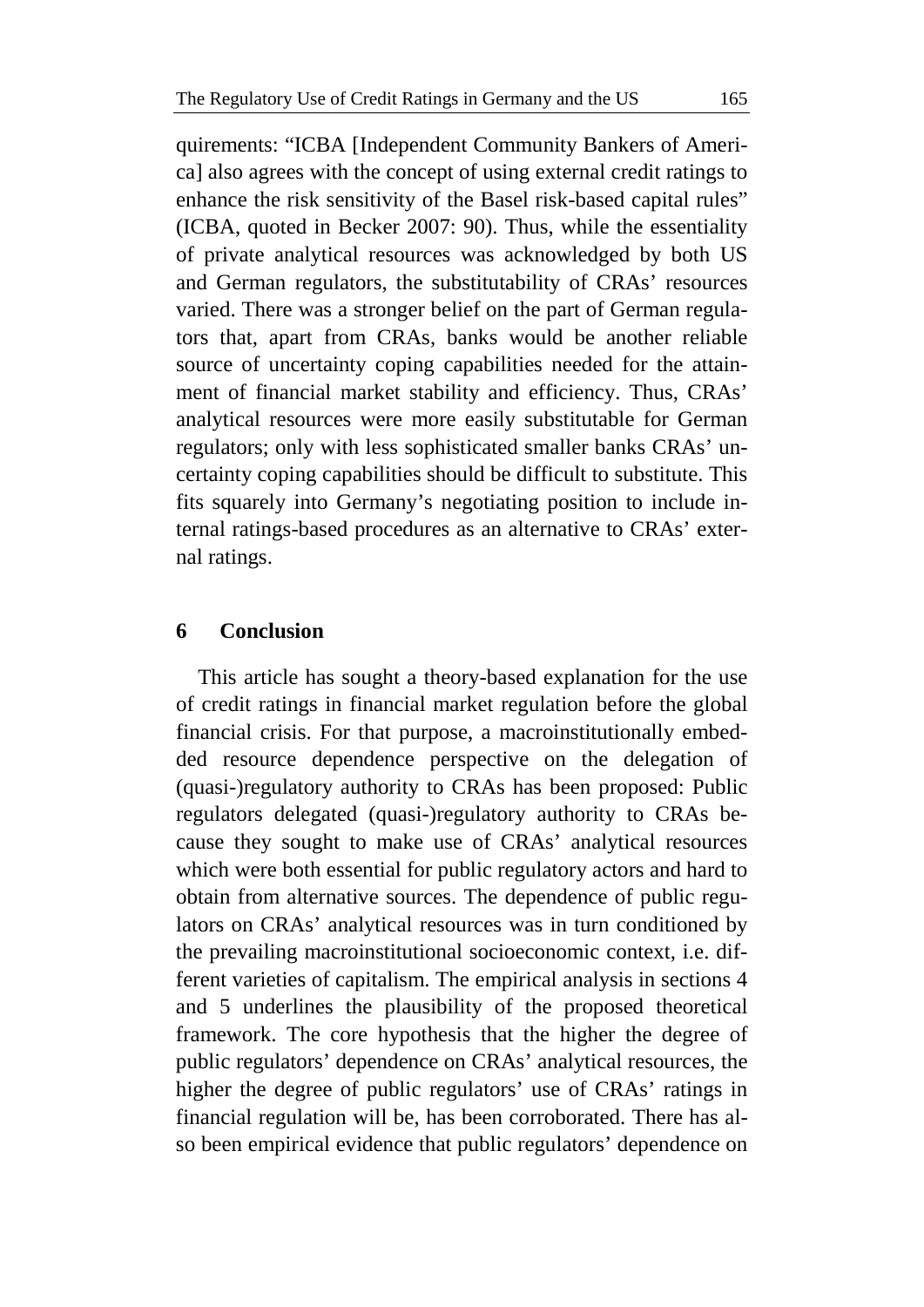quirements: "ICBA [Independent Community Bankers of America] also agrees with the concept of using external credit ratings to enhance the risk sensitivity of the Basel risk-based capital rules" (ICBA, quoted in Becker 2007: 90). Thus, while the essentiality of private analytical resources was acknowledged by both US and German regulators, the substitutability of CRAs' resources varied. There was a stronger belief on the part of German regulators that, apart from CRAs, banks would be another reliable source of uncertainty coping capabilities needed for the attainment of financial market stability and efficiency. Thus, CRAs' analytical resources were more easily substitutable for German regulators; only with less sophisticated smaller banks CRAs' uncertainty coping capabilities should be difficult to substitute. This fits squarely into Germany's negotiating position to include internal ratings-based procedures as an alternative to CRAs' external ratings.

## 6 Conclusion

This article has sought a theory-based explanation for the use of credit ratings in financial market regulation before the global financial crisis. For that purpose, a macroinstitutionally embedded resource dependence perspective on the delegation of (quasi-)regulatory authority to CRAs has been proposed: Public regulators delegated (quasi-)regulatory authority to CRAs because they sought to make use of CRAs' analytical resources which were both essential for public regulatory actors and hard to obtain from alternative sources. The dependence of public regulators on CRAs' analytical resources was in turn conditioned by the prevailing macroinstitutional socioeconomic context, i.e. different varieties of capitalism. The empirical analysis in sections 4 and 5 underlines the plausibility of the proposed theoretical framework. The core hypothesis that the higher the degree of public regulators' dependence on CRAs' analytical resources, the higher the degree of public regulators' use of CRAs' ratings in financial regulation will be, has been corroborated. There has also been empirical evidence that public regulators' dependence on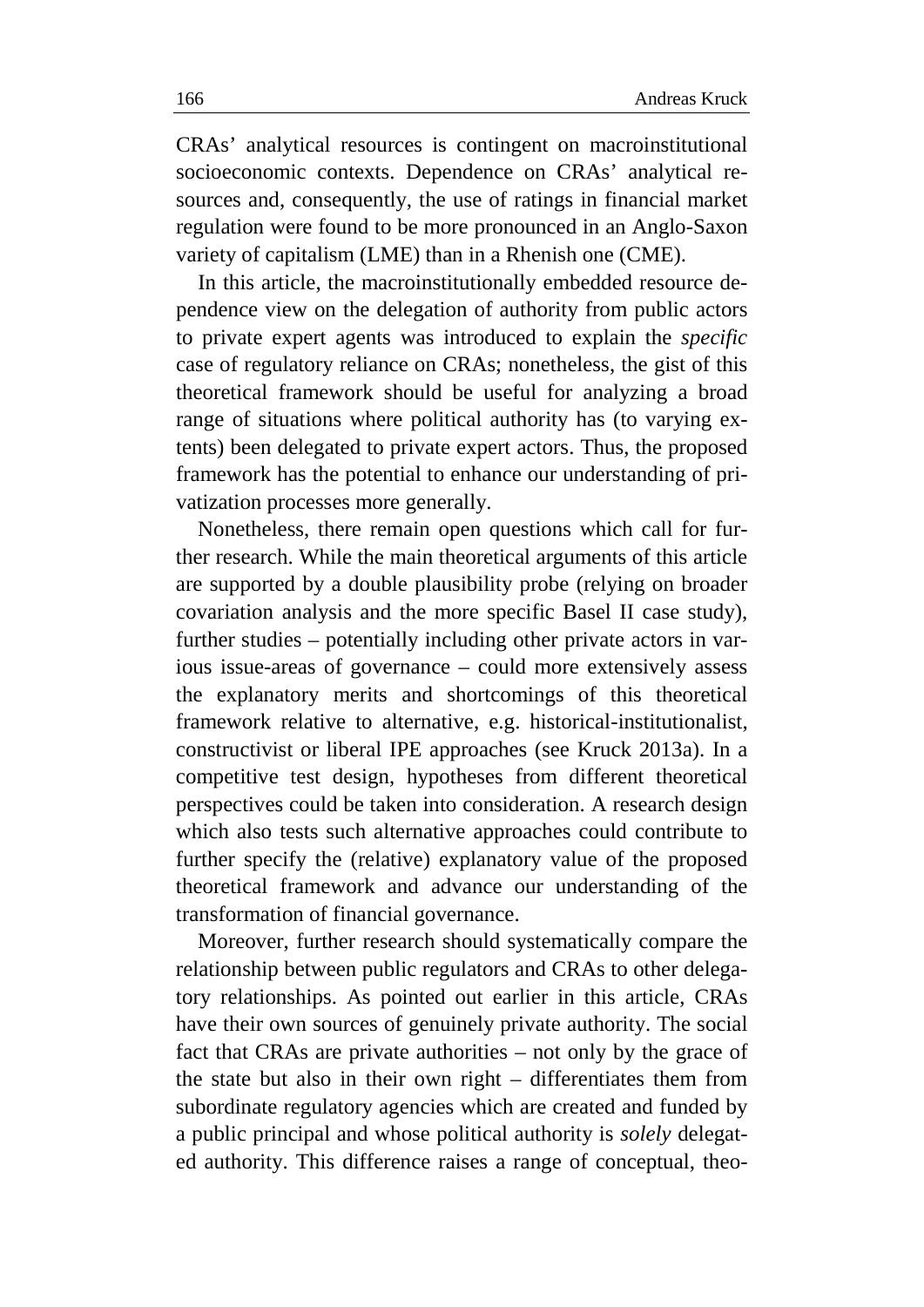CRAs' analytical resources is contingent on macroinstitutional socioeconomic contexts. Dependence on CRAs' analytical resources and, consequently, the use of ratings in financial market regulation were found to be more pronounced in an Anglo-Saxon variety of capitalism (LME) than in a Rhenish one (CME).

In this article, the macroinstitutionally embedded resource dependence view on the delegation of authority from public actors to private expert agents was introduced to explain the *specific* case of regulatory reliance on CRAs; nonetheless, the gist of this theoretical framework should be useful for analyzing a broad range of situations where political authority has (to varying extents) been delegated to private expert actors. Thus, the proposed framework has the potential to enhance our understanding of privatization processes more generally.

Nonetheless, there remain open questions which call for further research. While the main theoretical arguments of this article are supported by a double plausibility probe (relying on broader covariation analysis and the more specific Basel II case study), further studies – potentially including other private actors in various issue-areas of governance – could more extensively assess the explanatory merits and shortcomings of this theoretical framework relative to alternative, e.g. historical-institutionalist, constructivist or liberal IPE approaches (see Kruck 2013a). In a competitive test design, hypotheses from different theoretical perspectives could be taken into consideration. A research design which also tests such alternative approaches could contribute to further specify the (relative) explanatory value of the proposed theoretical framework and advance our understanding of the transformation of financial governance.

Moreover, further research should systematically compare the relationship between public regulators and CRAs to other delegatory relationships. As pointed out earlier in this article, CRAs have their own sources of genuinely private authority. The social fact that CRAs are private authorities – not only by the grace of the state but also in their own right – differentiates them from subordinate regulatory agencies which are created and funded by a public principal and whose political authority is *solely* delegated authority. This difference raises a range of conceptual, theo-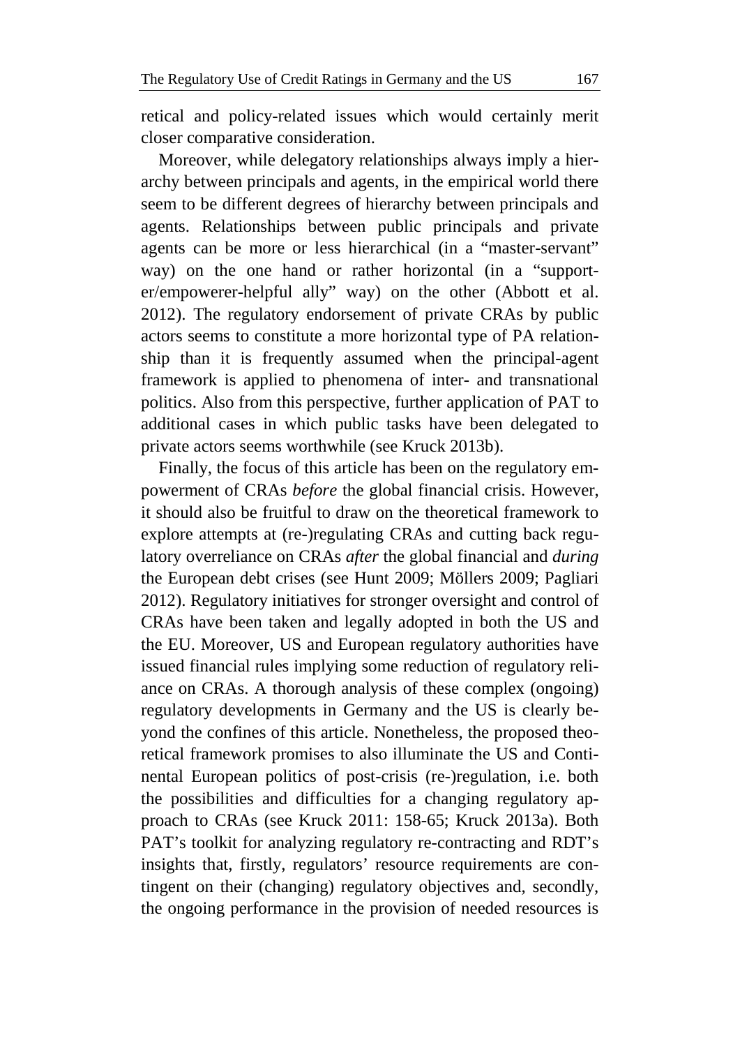retical and policy-related issues which would certainly merit closer comparative consideration.

Moreover, while delegatory relationships always imply a hierarchy between principals and agents, in the empirical world there seem to be different degrees of hierarchy between principals and agents. Relationships between public principals and private agents can be more or less hierarchical (in a "master-servant" way) on the one hand or rather horizontal (in a "supporter/empowerer-helpful ally" way) on the other (Abbott et al. 2012). The regulatory endorsement of private CRAs by public actors seems to constitute a more horizontal type of PA relationship than it is frequently assumed when the principal-agent framework is applied to phenomena of inter- and transnational politics. Also from this perspective, further application of PAT to additional cases in which public tasks have been delegated to private actors seems worthwhile (see Kruck 2013b).

Finally, the focus of this article has been on the regulatory empowerment of CRAs *before* the global financial crisis. However, it should also be fruitful to draw on the theoretical framework to explore attempts at (re-)regulating CRAs and cutting back regulatory overreliance on CRAs *after* the global financial and *during* the European debt crises (see Hunt 2009; Möllers 2009; Pagliari 2012). Regulatory initiatives for stronger oversight and control of CRAs have been taken and legally adopted in both the US and the EU. Moreover, US and European regulatory authorities have issued financial rules implying some reduction of regulatory reliance on CRAs. A thorough analysis of these complex (ongoing) regulatory developments in Germany and the US is clearly beyond the confines of this article. Nonetheless, the proposed theoretical framework promises to also illuminate the US and Continental European politics of post-crisis (re-)regulation, i.e. both the possibilities and difficulties for a changing regulatory approach to CRAs (see Kruck 2011: 158-65; Kruck 2013a). Both PAT's toolkit for analyzing regulatory re-contracting and RDT's insights that, firstly, regulators' resource requirements are contingent on their (changing) regulatory objectives and, secondly, the ongoing performance in the provision of needed resources is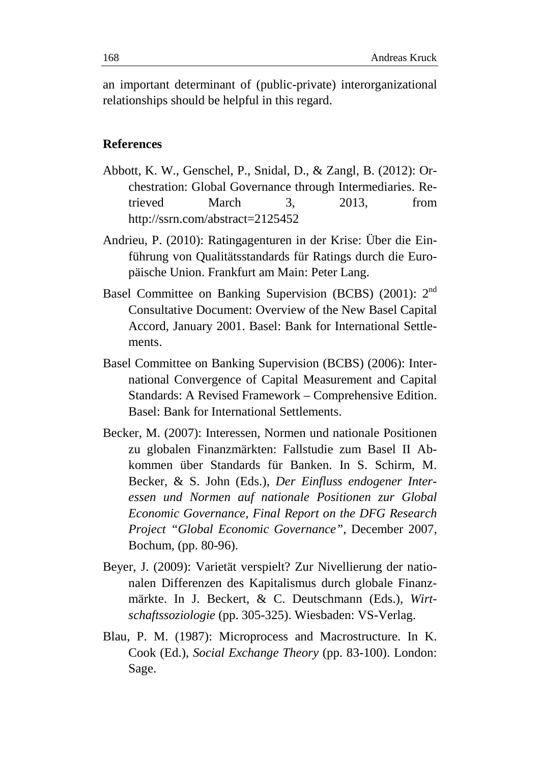an important determinant of (public-private) interorganizational relationships should be helpful in this regard.

## References

Abbott, K. W., Genschel, P., Snidal, D., & Zangl, B. (2012): Orchestration: Global Governance through Intermediaries. Retrieved March 3, 2013, from http://ssrn.com/abstract=2125452

Andrieu, P. (2010): Ratingagenturen in der Krise: Über die Einführung von Qualitätsstandards für Ratings durch die Europäische Union. Frankfurt am Main: Peter Lang.

Basel Committee on Banking Supervision (BCBS) (2001): 2nd Consultative Document: Overview of the New Basel Capital Accord, January 2001. Basel: Bank for International Settlements.

Basel Committee on Banking Supervision (BCBS) (2006): International Convergence of Capital Measurement and Capital Standards: A Revised Framework – Comprehensive Edition. Basel: Bank for International Settlements.

Becker, M. (2007): Interessen, Normen und nationale Positionen zu globalen Finanzmärkten: Fallstudie zum Basel II Abkommen über Standards für Banken. In S. Schirm, M. Becker, & S. John (Eds.), *Der Einfluss endogener Interessen und Normen auf nationale Positionen zur Global Economic Governance, Final Report on the DFG Research Project "Global Economic Governance"*, December 2007, Bochum, (pp. 80-96).

Beyer, J. (2009): Varietät verspielt? Zur Nivellierung der nationalen Differenzen des Kapitalismus durch globale Finanzmärkte. In J. Beckert, & C. Deutschmann (Eds.), *Wirtschaftssoziologie* (pp. 305-325). Wiesbaden: VS-Verlag.

Blau, P. M. (1987): Microprocess and Macrostructure. In K. Cook (Ed.), *Social Exchange Theory* (pp. 83-100). London: Sage.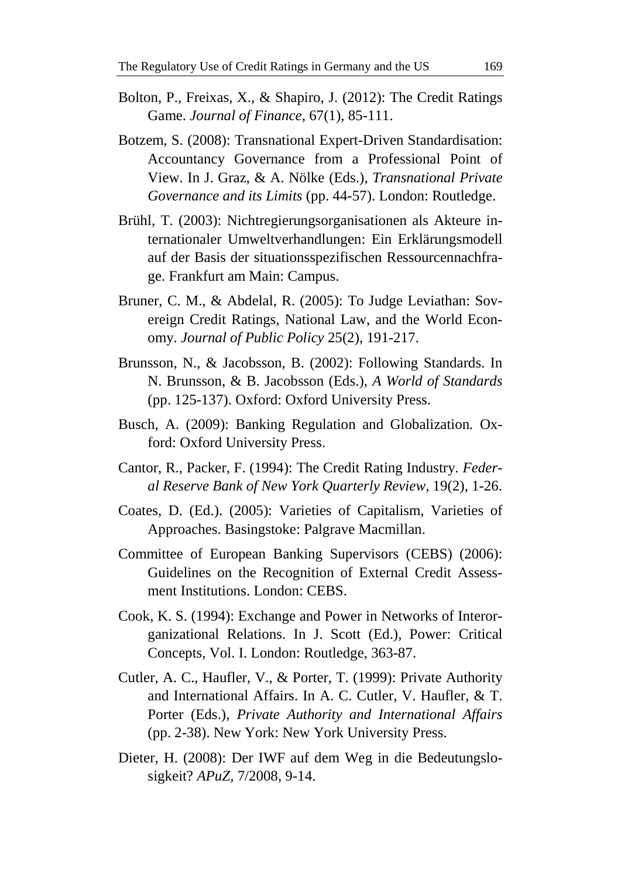Bolton, P., Freixas, X., & Shapiro, J. (2012): The Credit Ratings Game. *Journal of Finance*, 67(1), 85-111.

Botzem, S. (2008): Transnational Expert-Driven Standardisation: Accountancy Governance from a Professional Point of View. In J. Graz, & A. Nölke (Eds.), *Transnational Private Governance and its Limits* (pp. 44-57). London: Routledge.

Brühl, T. (2003): Nichtregierungsorganisationen als Akteure internationaler Umweltverhandlungen: Ein Erklärungsmodell auf der Basis der situationsspezifischen Ressourcennachfrage. Frankfurt am Main: Campus.

Bruner, C. M., & Abdelal, R. (2005): To Judge Leviathan: Sovereign Credit Ratings, National Law, and the World Economy. *Journal of Public Policy* 25(2), 191-217.

Brunsson, N., & Jacobsson, B. (2002): Following Standards. In N. Brunsson, & B. Jacobsson (Eds.), *A World of Standards* (pp. 125-137). Oxford: Oxford University Press.

Busch, A. (2009): Banking Regulation and Globalization*.* Oxford: Oxford University Press.

Cantor, R., Packer, F. (1994): The Credit Rating Industry. *Federal Reserve Bank of New York Quarterly Review*, 19(2), 1-26.

Coates, D. (Ed.). (2005): Varieties of Capitalism, Varieties of Approaches. Basingstoke: Palgrave Macmillan.

Committee of European Banking Supervisors (CEBS) (2006): Guidelines on the Recognition of External Credit Assessment Institutions. London: CEBS.

Cook, K. S. (1994): Exchange and Power in Networks of Interorganizational Relations. In J. Scott (Ed.), Power: Critical Concepts, Vol. I. London: Routledge, 363-87.

Cutler, A. C., Haufler, V., & Porter, T. (1999): Private Authority and International Affairs. In A. C. Cutler, V. Haufler, & T. Porter (Eds.), *Private Authority and International Affairs* (pp. 2-38). New York: New York University Press.

Dieter, H. (2008): Der IWF auf dem Weg in die Bedeutungslosigkeit? *APuZ*, 7/2008, 9-14.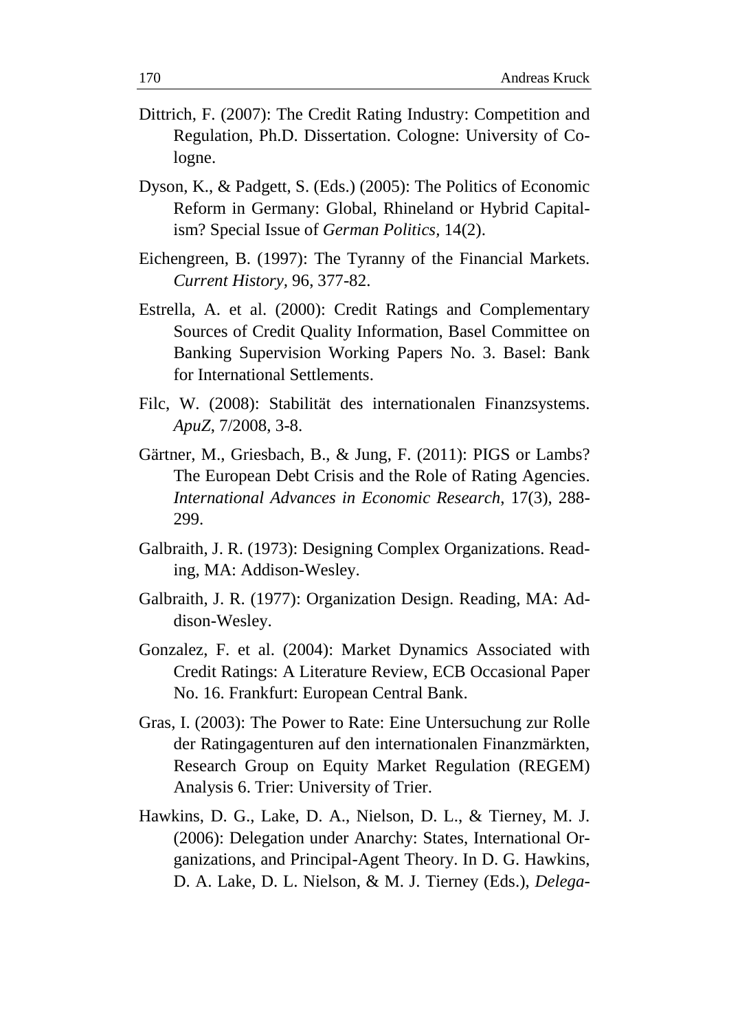Dittrich, F. (2007): The Credit Rating Industry: Competition and Regulation, Ph.D. Dissertation. Cologne: University of Cologne.

Dyson, K., & Padgett, S. (Eds.) (2005): The Politics of Economic Reform in Germany: Global, Rhineland or Hybrid Capitalism? Special Issue of *German Politics,* 14(2).

Eichengreen, B. (1997): The Tyranny of the Financial Markets. *Current History,* 96, 377-82.

Estrella, A. et al. (2000): Credit Ratings and Complementary Sources of Credit Quality Information, Basel Committee on Banking Supervision Working Papers No. 3. Basel: Bank for International Settlements.

Filc, W. (2008): Stabilität des internationalen Finanzsystems. *ApuZ*, 7/2008, 3-8.

Gärtner, M., Griesbach, B., & Jung, F. (2011): PIGS or Lambs? The European Debt Crisis and the Role of Rating Agencies. *International Advances in Economic Research*, 17(3), 288-299.

Galbraith, J. R. (1973): Designing Complex Organizations. Reading, MA: Addison-Wesley.

Galbraith, J. R. (1977): Organization Design. Reading, MA: Addison-Wesley.

Gonzalez, F. et al. (2004): Market Dynamics Associated with Credit Ratings: A Literature Review, ECB Occasional Paper No. 16. Frankfurt: European Central Bank.

Gras, I. (2003): The Power to Rate: Eine Untersuchung zur Rolle der Ratingagenturen auf den internationalen Finanzmärkten, Research Group on Equity Market Regulation (REGEM) Analysis 6. Trier: University of Trier.

Hawkins, D. G., Lake, D. A., Nielson, D. L., & Tierney, M. J. (2006): Delegation under Anarchy: States, International Organizations, and Principal-Agent Theory. In D. G. Hawkins, D. A. Lake, D. L. Nielson, & M. J. Tierney (Eds.), *Delega-*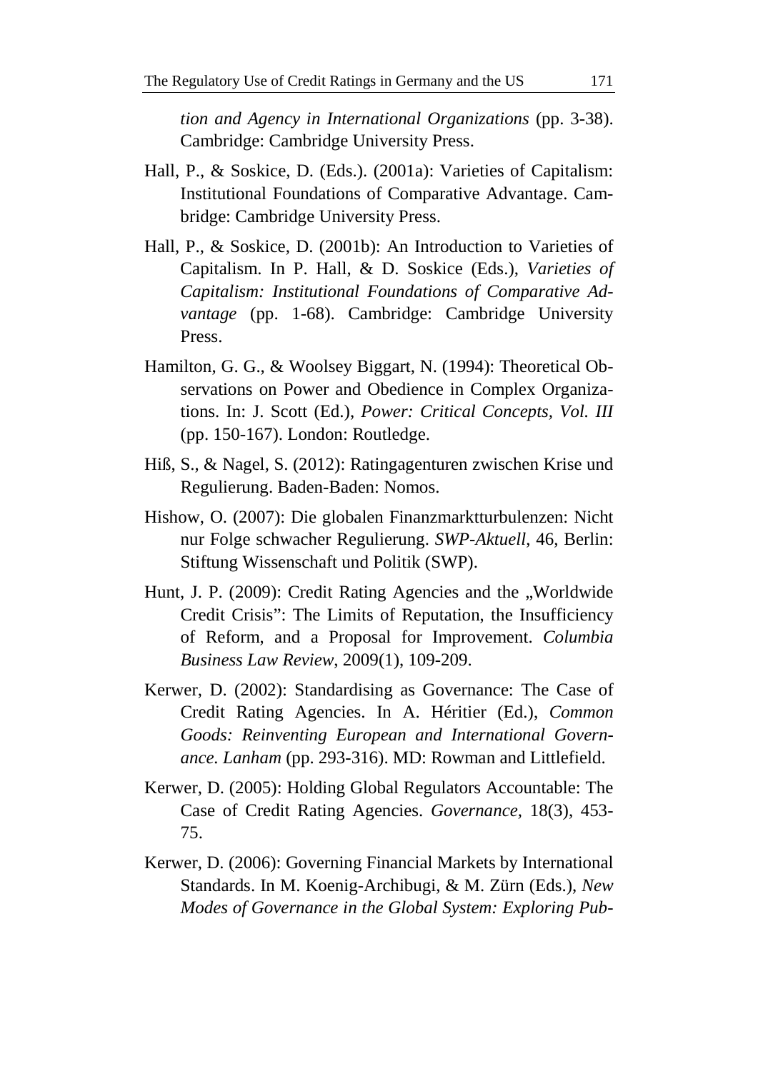*tion and Agency in International Organizations* (pp. 3-38). Cambridge: Cambridge University Press.

Hall, P., & Soskice, D. (Eds.). (2001a): Varieties of Capitalism: Institutional Foundations of Comparative Advantage. Cambridge: Cambridge University Press.

Hall, P., & Soskice, D. (2001b): An Introduction to Varieties of Capitalism. In P. Hall, & D. Soskice (Eds.), *Varieties of Capitalism: Institutional Foundations of Comparative Advantage* (pp. 1-68). Cambridge: Cambridge University Press.

Hamilton, G. G., & Woolsey Biggart, N. (1994): Theoretical Observations on Power and Obedience in Complex Organizations. In: J. Scott (Ed.), *Power: Critical Concepts, Vol. III* (pp. 150-167). London: Routledge.

Hiß, S., & Nagel, S. (2012): Ratingagenturen zwischen Krise und Regulierung. Baden-Baden: Nomos.

Hishow, O. (2007): Die globalen Finanzmarktturbulenzen: Nicht nur Folge schwacher Regulierung. *SWP-Aktuell*, 46, Berlin: Stiftung Wissenschaft und Politik (SWP).

Hunt, J. P. (2009): Credit Rating Agencies and the „Worldwide Credit Crisis": The Limits of Reputation, the Insufficiency of Reform, and a Proposal for Improvement. *Columbia Business Law Review*, 2009(1), 109-209.

Kerwer, D. (2002): Standardising as Governance: The Case of Credit Rating Agencies. In A. Héritier (Ed.), *Common Goods: Reinventing European and International Governance. Lanham* (pp. 293-316). MD: Rowman and Littlefield.

Kerwer, D. (2005): Holding Global Regulators Accountable: The Case of Credit Rating Agencies. *Governance*, 18(3), 453-75.

Kerwer, D. (2006): Governing Financial Markets by International Standards. In M. Koenig-Archibugi, & M. Zürn (Eds.), *New Modes of Governance in the Global System: Exploring Pub-*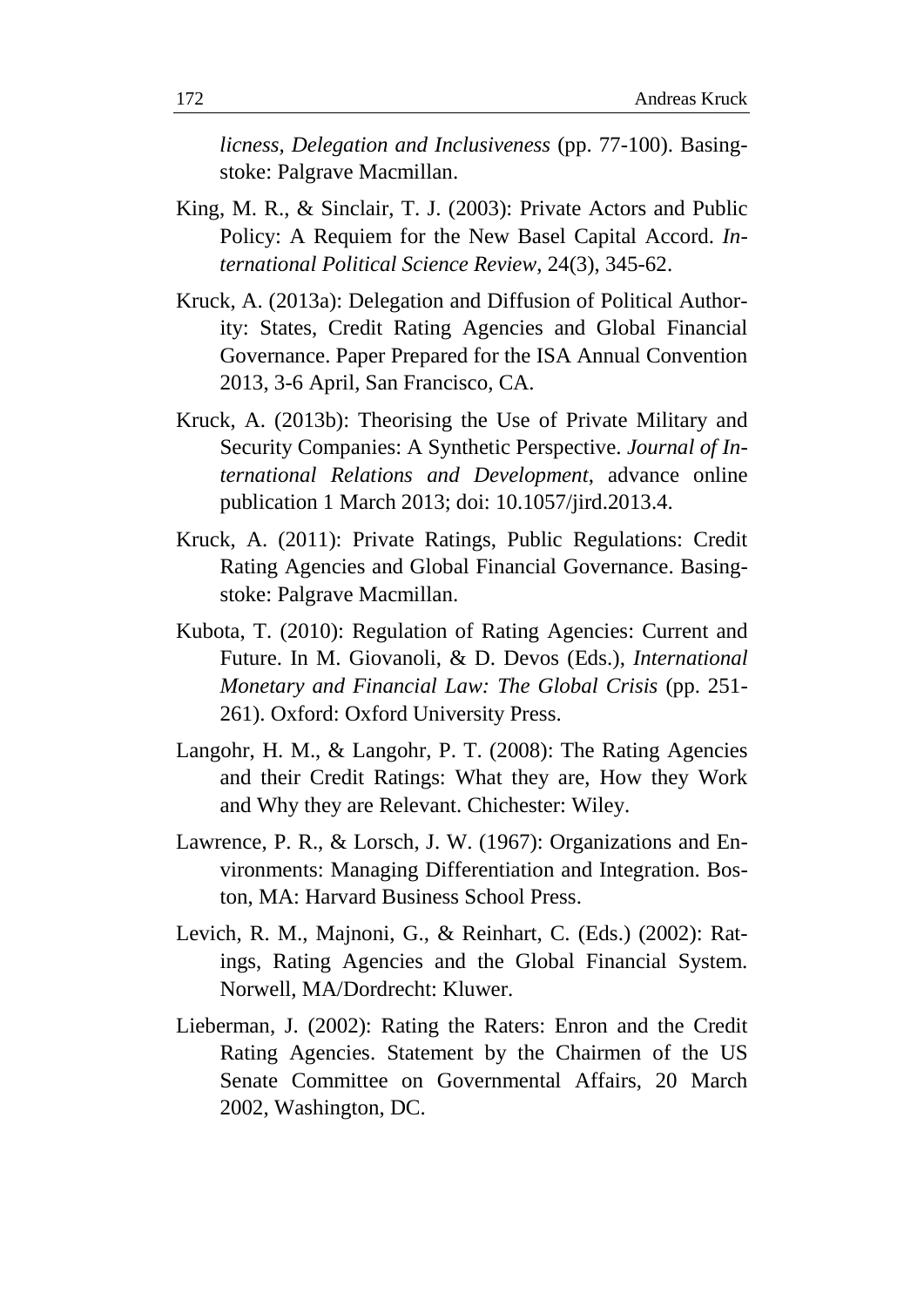*licness, Delegation and Inclusiveness* (pp. 77-100). Basingstoke: Palgrave Macmillan.

King, M. R., & Sinclair, T. J. (2003): Private Actors and Public Policy: A Requiem for the New Basel Capital Accord. *International Political Science Review*, 24(3), 345-62.

Kruck, A. (2013a): Delegation and Diffusion of Political Authority: States, Credit Rating Agencies and Global Financial Governance. Paper Prepared for the ISA Annual Convention 2013, 3-6 April, San Francisco, CA.

Kruck, A. (2013b): Theorising the Use of Private Military and Security Companies: A Synthetic Perspective. *Journal of International Relations and Development*, advance online publication 1 March 2013; doi: 10.1057/jird.2013.4.

Kruck, A. (2011): Private Ratings, Public Regulations: Credit Rating Agencies and Global Financial Governance. Basingstoke: Palgrave Macmillan.

Kubota, T. (2010): Regulation of Rating Agencies: Current and Future. In M. Giovanoli, & D. Devos (Eds.), *International Monetary and Financial Law: The Global Crisis* (pp. 251-261). Oxford: Oxford University Press.

Langohr, H. M., & Langohr, P. T. (2008): The Rating Agencies and their Credit Ratings: What they are, How they Work and Why they are Relevant. Chichester: Wiley.

Lawrence, P. R., & Lorsch, J. W. (1967): Organizations and Environments: Managing Differentiation and Integration. Boston, MA: Harvard Business School Press.

Levich, R. M., Majnoni, G., & Reinhart, C. (Eds.) (2002): Ratings, Rating Agencies and the Global Financial System. Norwell, MA/Dordrecht: Kluwer.

Lieberman, J. (2002): Rating the Raters: Enron and the Credit Rating Agencies. Statement by the Chairmen of the US Senate Committee on Governmental Affairs, 20 March 2002, Washington, DC.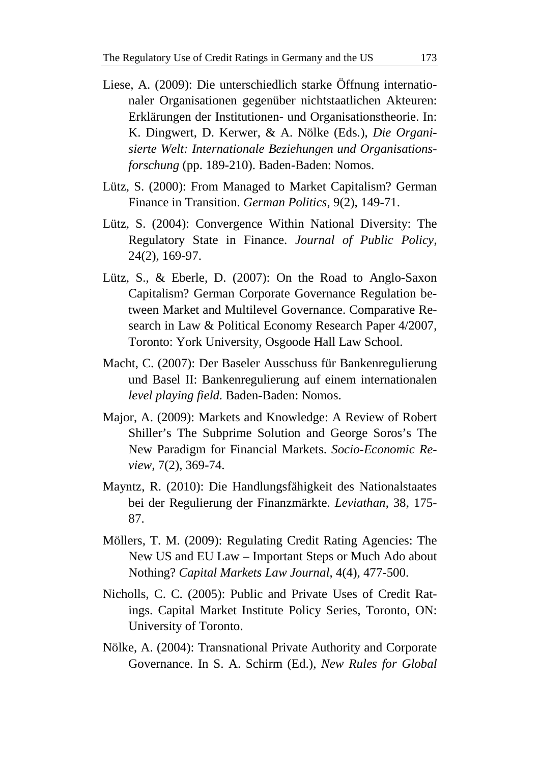Liese, A. (2009): Die unterschiedlich starke Öffnung internationaler Organisationen gegenüber nichtstaatlichen Akteuren: Erklärungen der Institutionen- und Organisationstheorie. In: K. Dingwert, D. Kerwer, & A. Nölke (Eds.), *Die Organisierte Welt: Internationale Beziehungen und Organisationsforschung* (pp. 189-210). Baden-Baden: Nomos.

Lütz, S. (2000): From Managed to Market Capitalism? German Finance in Transition. *German Politics*, 9(2), 149-71.

Lütz, S. (2004): Convergence Within National Diversity: The Regulatory State in Finance. *Journal of Public Policy*, 24(2), 169-97.

Lütz, S., & Eberle, D. (2007): On the Road to Anglo-Saxon Capitalism? German Corporate Governance Regulation between Market and Multilevel Governance. Comparative Research in Law & Political Economy Research Paper 4/2007, Toronto: York University, Osgoode Hall Law School.

Macht, C. (2007): Der Baseler Ausschuss für Bankenregulierung und Basel II: Bankenregulierung auf einem internationalen *level playing field*. Baden-Baden: Nomos.

Major, A. (2009): Markets and Knowledge: A Review of Robert Shiller's The Subprime Solution and George Soros's The New Paradigm for Financial Markets. *Socio-Economic Review*, 7(2), 369-74.

Mayntz, R. (2010): Die Handlungsfähigkeit des Nationalstaates bei der Regulierung der Finanzmärkte. *Leviathan*, 38, 175-87.

Möllers, T. M. (2009): Regulating Credit Rating Agencies: The New US and EU Law – Important Steps or Much Ado about Nothing? *Capital Markets Law Journal*, 4(4), 477-500.

Nicholls, C. C. (2005): Public and Private Uses of Credit Ratings. Capital Market Institute Policy Series, Toronto, ON: University of Toronto.

Nölke, A. (2004): Transnational Private Authority and Corporate Governance. In S. A. Schirm (Ed.), *New Rules for Global*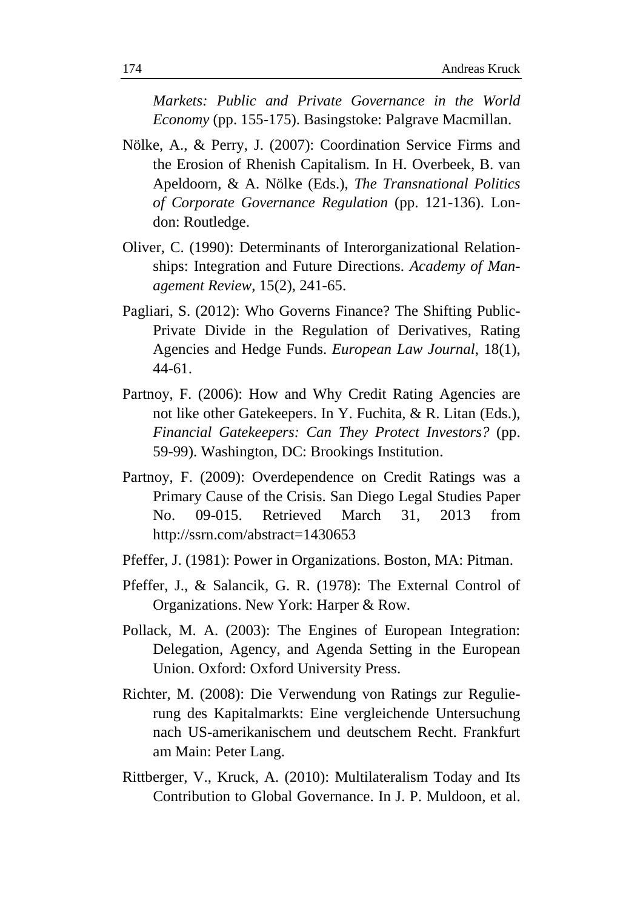*Markets: Public and Private Governance in the World Economy* (pp. 155-175). Basingstoke: Palgrave Macmillan.

Nölke, A., & Perry, J. (2007): Coordination Service Firms and the Erosion of Rhenish Capitalism. In H. Overbeek, B. van Apeldoorn, & A. Nölke (Eds.), *The Transnational Politics of Corporate Governance Regulation* (pp. 121-136). London: Routledge.

Oliver, C. (1990): Determinants of Interorganizational Relationships: Integration and Future Directions. *Academy of Management Review*, 15(2), 241-65.

Pagliari, S. (2012): Who Governs Finance? The Shifting Public-Private Divide in the Regulation of Derivatives, Rating Agencies and Hedge Funds. *European Law Journal*, 18(1), 44-61.

Partnoy, F. (2006): How and Why Credit Rating Agencies are not like other Gatekeepers. In Y. Fuchita, & R. Litan (Eds.), *Financial Gatekeepers: Can They Protect Investors?* (pp. 59-99). Washington, DC: Brookings Institution.

Partnoy, F. (2009): Overdependence on Credit Ratings was a Primary Cause of the Crisis. San Diego Legal Studies Paper No. 09-015. Retrieved March 31, 2013 from http://ssrn.com/abstract=1430653

Pfeffer, J. (1981): Power in Organizations. Boston, MA: Pitman.

Pfeffer, J., & Salancik, G. R. (1978): The External Control of Organizations. New York: Harper & Row.

Pollack, M. A. (2003): The Engines of European Integration: Delegation, Agency, and Agenda Setting in the European Union. Oxford: Oxford University Press.

Richter, M. (2008): Die Verwendung von Ratings zur Regulierung des Kapitalmarkts: Eine vergleichende Untersuchung nach US-amerikanischem und deutschem Recht. Frankfurt am Main: Peter Lang.

Rittberger, V., Kruck, A. (2010): Multilateralism Today and Its Contribution to Global Governance. In J. P. Muldoon, et al.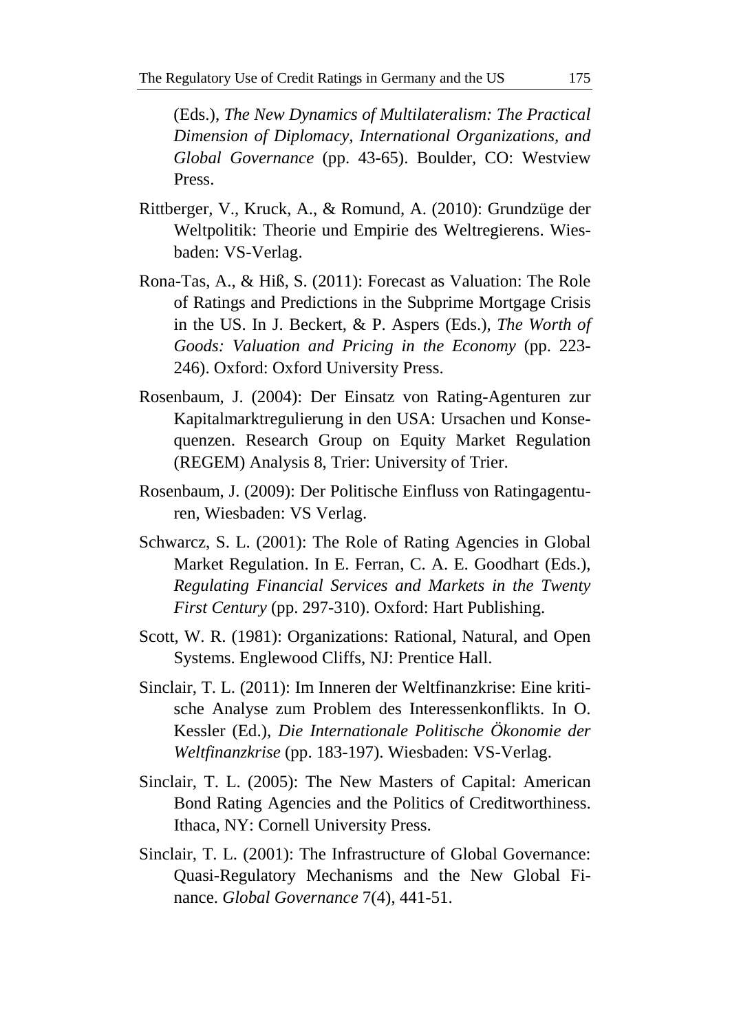(Eds.), *The New Dynamics of Multilateralism: The Practical Dimension of Diplomacy, International Organizations, and Global Governance* (pp. 43-65). Boulder, CO: Westview Press.

Rittberger, V., Kruck, A., & Romund, A. (2010): Grundzüge der Weltpolitik: Theorie und Empirie des Weltregierens. Wiesbaden: VS-Verlag.

Rona-Tas, A., & Hiß, S. (2011): Forecast as Valuation: The Role of Ratings and Predictions in the Subprime Mortgage Crisis in the US. In J. Beckert, & P. Aspers (Eds.), *The Worth of Goods: Valuation and Pricing in the Economy* (pp. 223-246). Oxford: Oxford University Press.

Rosenbaum, J. (2004): Der Einsatz von Rating-Agenturen zur Kapitalmarktregulierung in den USA: Ursachen und Konsequenzen. Research Group on Equity Market Regulation (REGEM) Analysis 8, Trier: University of Trier.

Rosenbaum, J. (2009): Der Politische Einfluss von Ratingagenturen, Wiesbaden: VS Verlag.

Schwarcz, S. L. (2001): The Role of Rating Agencies in Global Market Regulation. In E. Ferran, C. A. E. Goodhart (Eds.), *Regulating Financial Services and Markets in the Twenty First Century* (pp. 297-310). Oxford: Hart Publishing.

Scott, W. R. (1981): Organizations: Rational, Natural, and Open Systems. Englewood Cliffs, NJ: Prentice Hall.

Sinclair, T. L. (2011): Im Inneren der Weltfinanzkrise: Eine kritische Analyse zum Problem des Interessenkonflikts. In O. Kessler (Ed.), *Die Internationale Politische Ökonomie der Weltfinanzkrise* (pp. 183-197). Wiesbaden: VS-Verlag.

Sinclair, T. L. (2005): The New Masters of Capital: American Bond Rating Agencies and the Politics of Creditworthiness. Ithaca, NY: Cornell University Press.

Sinclair, T. L. (2001): The Infrastructure of Global Governance: Quasi-Regulatory Mechanisms and the New Global Finance. *Global Governance* 7(4), 441-51.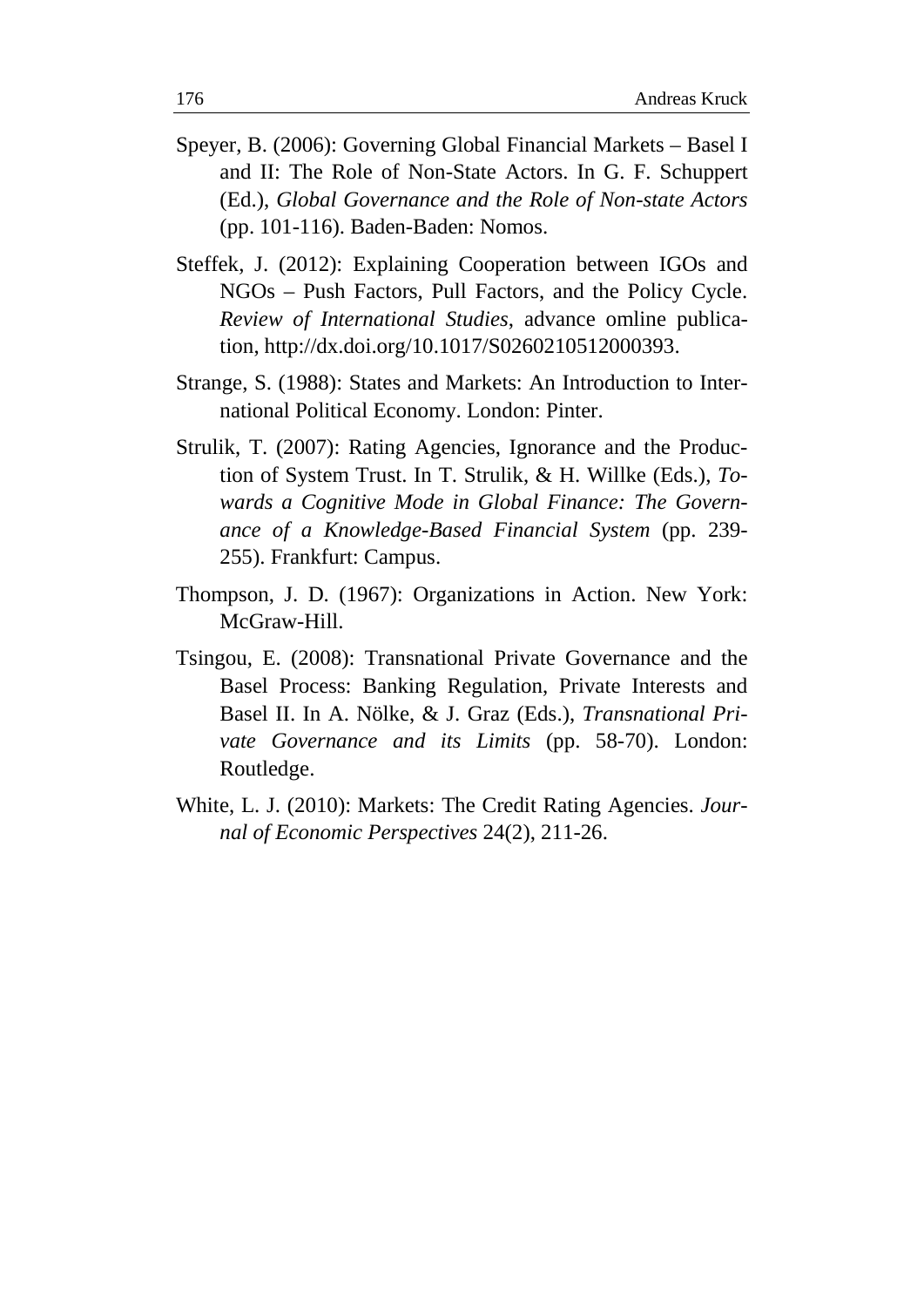Speyer, B. (2006): Governing Global Financial Markets – Basel I and II: The Role of Non-State Actors. In G. F. Schuppert (Ed.), *Global Governance and the Role of Non-state Actors* (pp. 101-116). Baden-Baden: Nomos.

Steffek, J. (2012): Explaining Cooperation between IGOs and NGOs – Push Factors, Pull Factors, and the Policy Cycle. *Review of International Studies*, advance omline publication, http://dx.doi.org/10.1017/S0260210512000393.

Strange, S. (1988): States and Markets: An Introduction to International Political Economy. London: Pinter.

Strulik, T. (2007): Rating Agencies, Ignorance and the Production of System Trust. In T. Strulik, & H. Willke (Eds.), *Towards a Cognitive Mode in Global Finance: The Governance of a Knowledge-Based Financial System* (pp. 239-255). Frankfurt: Campus.

Thompson, J. D. (1967): Organizations in Action. New York: McGraw-Hill.

Tsingou, E. (2008): Transnational Private Governance and the Basel Process: Banking Regulation, Private Interests and Basel II. In A. Nölke, & J. Graz (Eds.), *Transnational Private Governance and its Limits* (pp. 58-70). London: Routledge.

White, L. J. (2010): Markets: The Credit Rating Agencies. *Journal of Economic Perspectives* 24(2), 211-26.